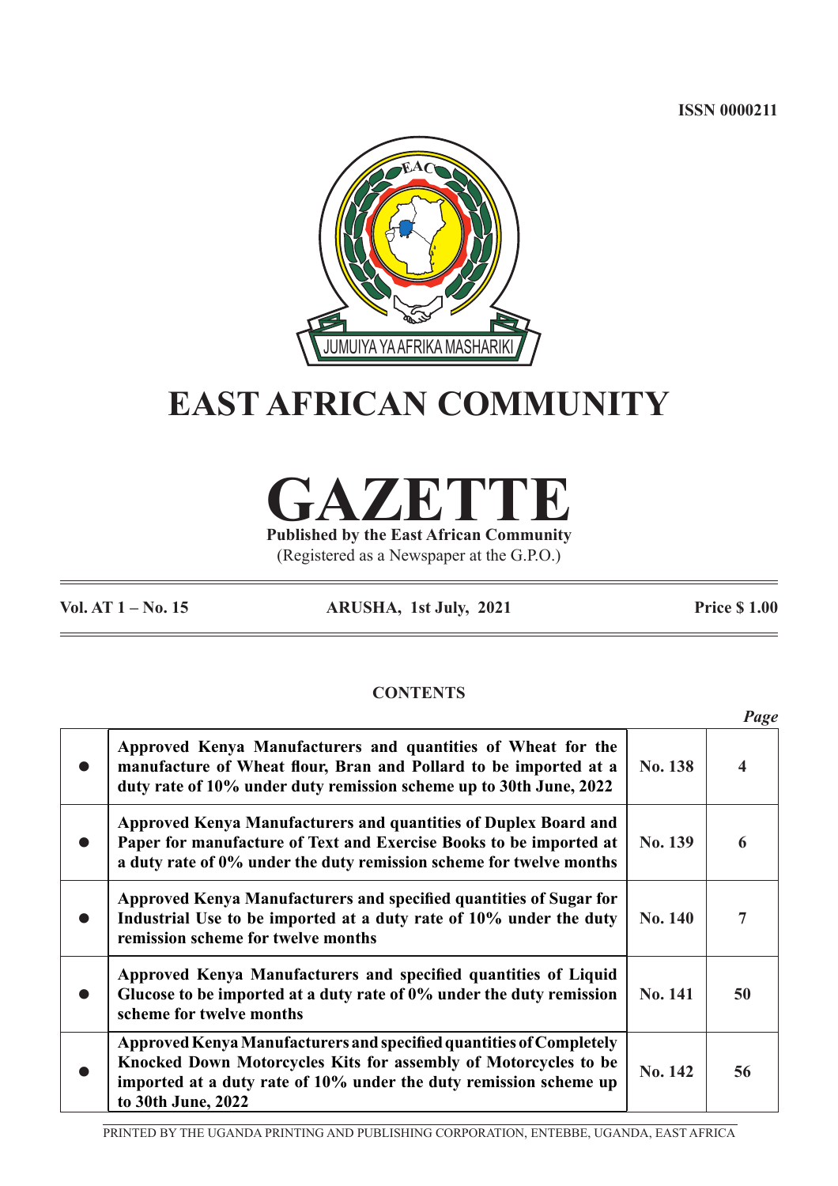ISSN 0000211

# EAST AFRICAN COMMUNITY

# GAZETTE

**Published by the East African Community**

(Registered as a Newspaper at the G.P.O.)

**Vol. AT 1 – No. 15** **ARUSHA, 1st July, 2021** **Price $ 1.00**

## CONTENTS

| | | | *Page* |
|---|---|---|---|
| ● | **Approved Kenya Manufacturers and quantities of Wheat for the manufacture of Wheat flour, Bran and Pollard to be imported at a duty rate of 10% under duty remission scheme up to 30th June, 2022** | **No. 138** | **4** |
| ● | **Approved Kenya Manufacturers and quantities of Duplex Board and Paper for manufacture of Text and Exercise Books to be imported at a duty rate of 0% under the duty remission scheme for twelve months** | **No. 139** | **6** |
| ● | **Approved Kenya Manufacturers and specified quantities of Sugar for Industrial Use to be imported at a duty rate of 10% under the duty remission scheme for twelve months** | **No. 140** | **7** |
| ● | **Approved Kenya Manufacturers and specified quantities of Liquid Glucose to be imported at a duty rate of 0% under the duty remission scheme for twelve months** | **No. 141** | **50** |
| ● | **Approved Kenya Manufacturers and specified quantities of Completely Knocked Down Motorcycles Kits for assembly of Motorcycles to be imported at a duty rate of 10% under the duty remission scheme up to 30th June, 2022** | **No. 142** | **56** |

PRINTED BY THE UGANDA PRINTING AND PUBLISHING CORPORATION, ENTEBBE, UGANDA, EAST AFRICA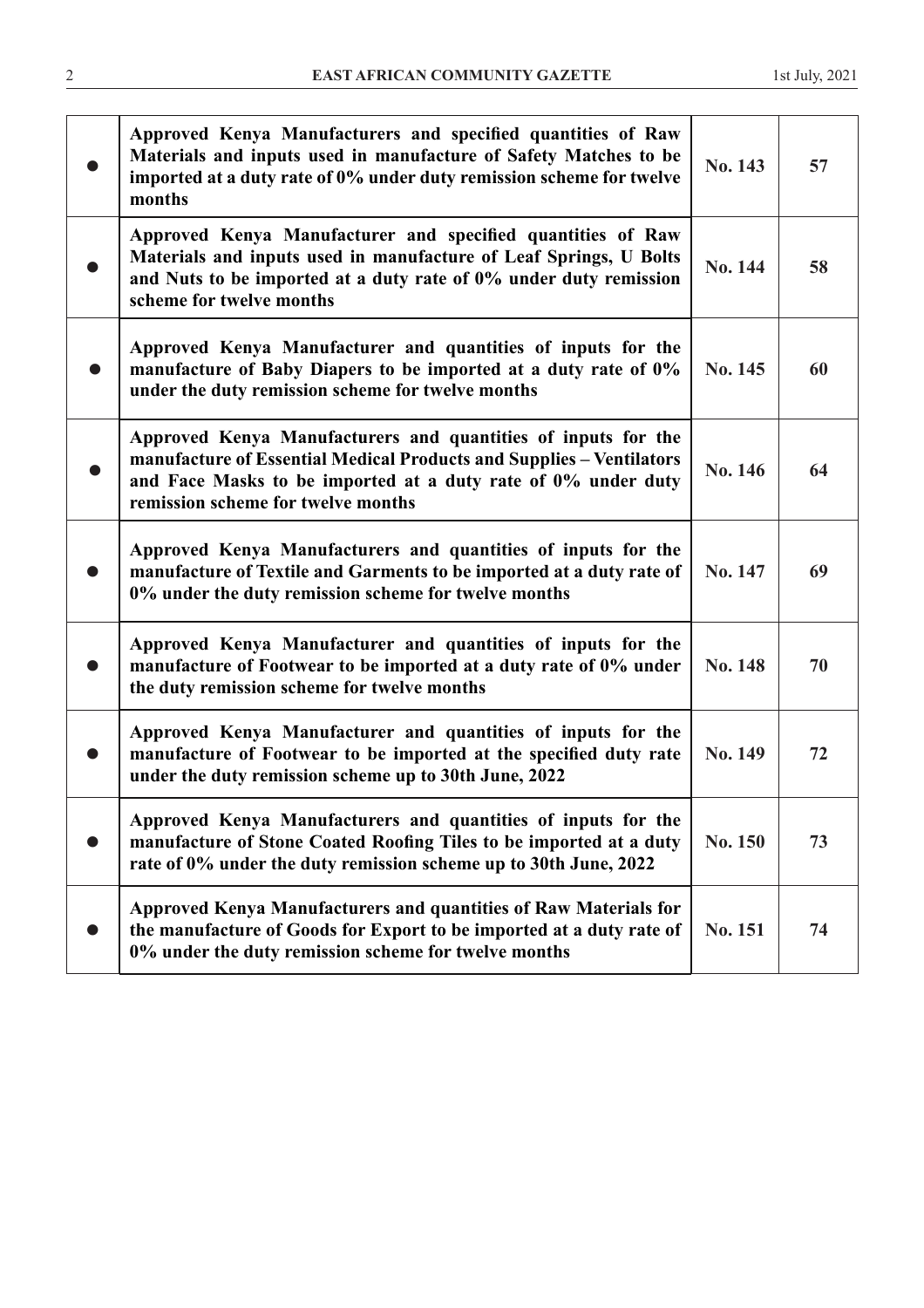| | | | |
|---|---|---|---|
| ● | **Approved Kenya Manufacturers and specified quantities of Raw Materials and inputs used in manufacture of Safety Matches to be imported at a duty rate of 0% under duty remission scheme for twelve months** | **No. 143** | **57** |
| ● | **Approved Kenya Manufacturer and specified quantities of Raw Materials and inputs used in manufacture of Leaf Springs, U Bolts and Nuts to be imported at a duty rate of 0% under duty remission scheme for twelve months** | **No. 144** | **58** |
| ● | **Approved Kenya Manufacturer and quantities of inputs for the manufacture of Baby Diapers to be imported at a duty rate of 0% under the duty remission scheme for twelve months** | **No. 145** | **60** |
| ● | **Approved Kenya Manufacturers and quantities of inputs for the manufacture of Essential Medical Products and Supplies – Ventilators and Face Masks to be imported at a duty rate of 0% under duty remission scheme for twelve months** | **No. 146** | **64** |
| ● | **Approved Kenya Manufacturers and quantities of inputs for the manufacture of Textile and Garments to be imported at a duty rate of 0% under the duty remission scheme for twelve months** | **No. 147** | **69** |
| ● | **Approved Kenya Manufacturer and quantities of inputs for the manufacture of Footwear to be imported at a duty rate of 0% under the duty remission scheme for twelve months** | **No. 148** | **70** |
| ● | **Approved Kenya Manufacturer and quantities of inputs for the manufacture of Footwear to be imported at the specified duty rate under the duty remission scheme up to 30th June, 2022** | **No. 149** | **72** |
| ● | **Approved Kenya Manufacturers and quantities of inputs for the manufacture of Stone Coated Roofing Tiles to be imported at a duty rate of 0% under the duty remission scheme up to 30th June, 2022** | **No. 150** | **73** |
| ● | **Approved Kenya Manufacturers and quantities of Raw Materials for the manufacture of Goods for Export to be imported at a duty rate of 0% under the duty remission scheme for twelve months** | **No. 151** | **74** |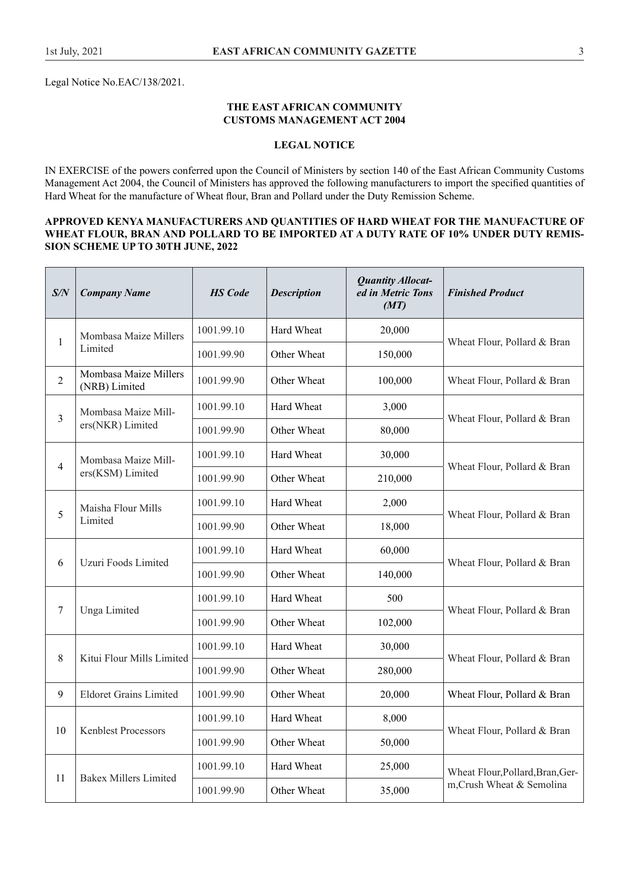Legal Notice No.EAC/138/2021.

**THE EAST AFRICAN COMMUNITY**
**CUSTOMS MANAGEMENT ACT 2004**

**LEGAL NOTICE**

IN EXERCISE of the powers conferred upon the Council of Ministers by section 140 of the East African Community Customs Management Act 2004, the Council of Ministers has approved the following manufacturers to import the specified quantities of Hard Wheat for the manufacture of Wheat flour, Bran and Pollard under the Duty Remission Scheme.

**APPROVED KENYA MANUFACTURERS AND QUANTITIES OF HARD WHEAT FOR THE MANUFACTURE OF WHEAT FLOUR, BRAN AND POLLARD TO BE IMPORTED AT A DUTY RATE OF 10% UNDER DUTY REMISSION SCHEME UP TO 30TH JUNE, 2022**

| *S/N* | *Company Name* | *HS Code* | *Description* | *Quantity Allocated in Metric Tons (MT)* | *Finished Product* |
|---|---|---|---|---|---|
| 1 | Mombasa Maize Millers Limited | 1001.99.10 | Hard Wheat | 20,000 | Wheat Flour, Pollard & Bran |
| | | 1001.99.90 | Other Wheat | 150,000 | |
| 2 | Mombasa Maize Millers (NRB) Limited | 1001.99.90 | Other Wheat | 100,000 | Wheat Flour, Pollard & Bran |
| 3 | Mombasa Maize Millers(NKR) Limited | 1001.99.10 | Hard Wheat | 3,000 | Wheat Flour, Pollard & Bran |
| | | 1001.99.90 | Other Wheat | 80,000 | |
| 4 | Mombasa Maize Millers(KSM) Limited | 1001.99.10 | Hard Wheat | 30,000 | Wheat Flour, Pollard & Bran |
| | | 1001.99.90 | Other Wheat | 210,000 | |
| 5 | Maisha Flour Mills Limited | 1001.99.10 | Hard Wheat | 2,000 | Wheat Flour, Pollard & Bran |
| | | 1001.99.90 | Other Wheat | 18,000 | |
| 6 | Uzuri Foods Limited | 1001.99.10 | Hard Wheat | 60,000 | Wheat Flour, Pollard & Bran |
| | | 1001.99.90 | Other Wheat | 140,000 | |
| 7 | Unga Limited | 1001.99.10 | Hard Wheat | 500 | Wheat Flour, Pollard & Bran |
| | | 1001.99.90 | Other Wheat | 102,000 | |
| 8 | Kitui Flour Mills Limited | 1001.99.10 | Hard Wheat | 30,000 | Wheat Flour, Pollard & Bran |
| | | 1001.99.90 | Other Wheat | 280,000 | |
| 9 | Eldoret Grains Limited | 1001.99.90 | Other Wheat | 20,000 | Wheat Flour, Pollard & Bran |
| 10 | Kenblest Processors | 1001.99.10 | Hard Wheat | 8,000 | Wheat Flour, Pollard & Bran |
| | | 1001.99.90 | Other Wheat | 50,000 | |
| 11 | Bakex Millers Limited | 1001.99.10 | Hard Wheat | 25,000 | Wheat Flour,Pollard,Bran,Germ,Crush Wheat & Semolina |
| | | 1001.99.90 | Other Wheat | 35,000 | |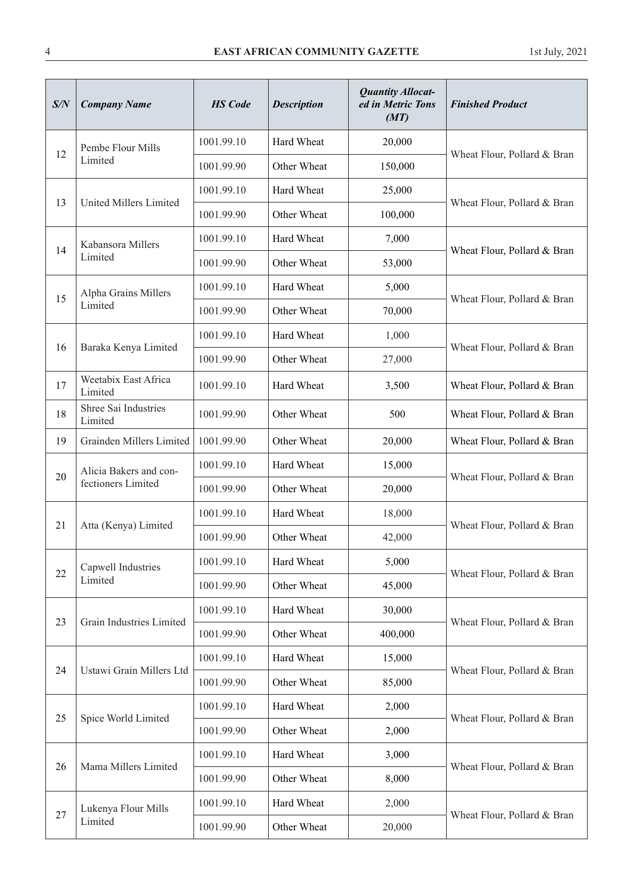| S/N | Company Name | HS Code | Description | Quantity Allocated in Metric Tons (MT) | Finished Product |
|---|---|---|---|---|---|
| 12 | Pembe Flour Mills Limited | 1001.99.10 | Hard Wheat | 20,000 | Wheat Flour, Pollard & Bran |
| | | 1001.99.90 | Other Wheat | 150,000 | |
| 13 | United Millers Limited | 1001.99.10 | Hard Wheat | 25,000 | Wheat Flour, Pollard & Bran |
| | | 1001.99.90 | Other Wheat | 100,000 | |
| 14 | Kabansora Millers Limited | 1001.99.10 | Hard Wheat | 7,000 | Wheat Flour, Pollard & Bran |
| | | 1001.99.90 | Other Wheat | 53,000 | |
| 15 | Alpha Grains Millers Limited | 1001.99.10 | Hard Wheat | 5,000 | Wheat Flour, Pollard & Bran |
| | | 1001.99.90 | Other Wheat | 70,000 | |
| 16 | Baraka Kenya Limited | 1001.99.10 | Hard Wheat | 1,000 | Wheat Flour, Pollard & Bran |
| | | 1001.99.90 | Other Wheat | 27,000 | |
| 17 | Weetabix East Africa Limited | 1001.99.10 | Hard Wheat | 3,500 | Wheat Flour, Pollard & Bran |
| 18 | Shree Sai Industries Limited | 1001.99.90 | Other Wheat | 500 | Wheat Flour, Pollard & Bran |
| 19 | Grainden Millers Limited | 1001.99.90 | Other Wheat | 20,000 | Wheat Flour, Pollard & Bran |
| 20 | Alicia Bakers and confectioners Limited | 1001.99.10 | Hard Wheat | 15,000 | Wheat Flour, Pollard & Bran |
| | | 1001.99.90 | Other Wheat | 20,000 | |
| 21 | Atta (Kenya) Limited | 1001.99.10 | Hard Wheat | 18,000 | Wheat Flour, Pollard & Bran |
| | | 1001.99.90 | Other Wheat | 42,000 | |
| 22 | Capwell Industries Limited | 1001.99.10 | Hard Wheat | 5,000 | Wheat Flour, Pollard & Bran |
| | | 1001.99.90 | Other Wheat | 45,000 | |
| 23 | Grain Industries Limited | 1001.99.10 | Hard Wheat | 30,000 | Wheat Flour, Pollard & Bran |
| | | 1001.99.90 | Other Wheat | 400,000 | |
| 24 | Ustawi Grain Millers Ltd | 1001.99.10 | Hard Wheat | 15,000 | Wheat Flour, Pollard & Bran |
| | | 1001.99.90 | Other Wheat | 85,000 | |
| 25 | Spice World Limited | 1001.99.10 | Hard Wheat | 2,000 | Wheat Flour, Pollard & Bran |
| | | 1001.99.90 | Other Wheat | 2,000 | |
| 26 | Mama Millers Limited | 1001.99.10 | Hard Wheat | 3,000 | Wheat Flour, Pollard & Bran |
| | | 1001.99.90 | Other Wheat | 8,000 | |
| 27 | Lukenya Flour Mills Limited | 1001.99.10 | Hard Wheat | 2,000 | Wheat Flour, Pollard & Bran |
| | | 1001.99.90 | Other Wheat | 20,000 | |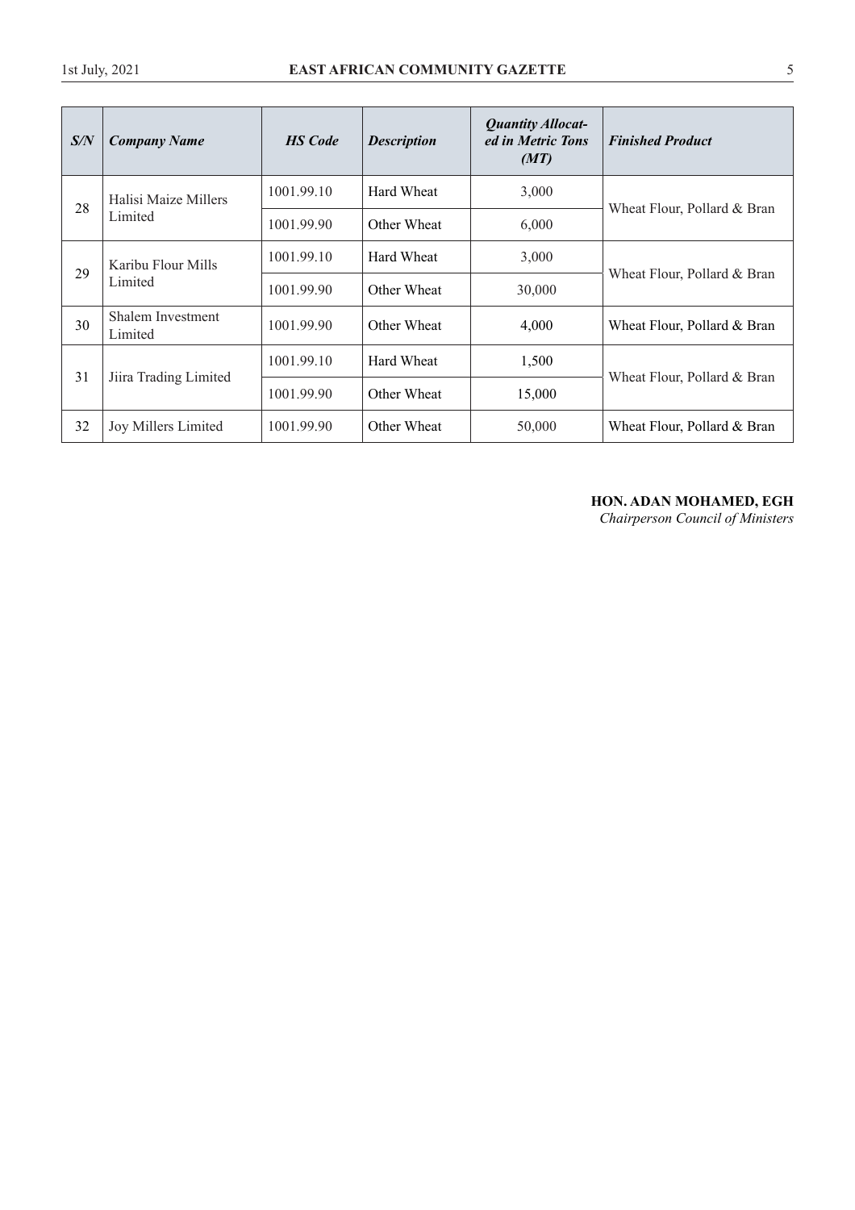| *S/N* | *Company Name* | *HS Code* | *Description* | *Quantity Allocated in Metric Tons (MT)* | *Finished Product* |
|---|---|---|---|---|---|
| 28 | Halisi Maize Millers Limited | 1001.99.10 | Hard Wheat | 3,000 | Wheat Flour, Pollard & Bran |
| | | 1001.99.90 | Other Wheat | 6,000 | |
| 29 | Karibu Flour Mills Limited | 1001.99.10 | Hard Wheat | 3,000 | Wheat Flour, Pollard & Bran |
| | | 1001.99.90 | Other Wheat | 30,000 | |
| 30 | Shalem Investment Limited | 1001.99.90 | Other Wheat | 4,000 | Wheat Flour, Pollard & Bran |
| 31 | Jiira Trading Limited | 1001.99.10 | Hard Wheat | 1,500 | Wheat Flour, Pollard & Bran |
| | | 1001.99.90 | Other Wheat | 15,000 | |
| 32 | Joy Millers Limited | 1001.99.90 | Other Wheat | 50,000 | Wheat Flour, Pollard & Bran |

**HON. ADAN MOHAMED, EGH**
*Chairperson Council of Ministers*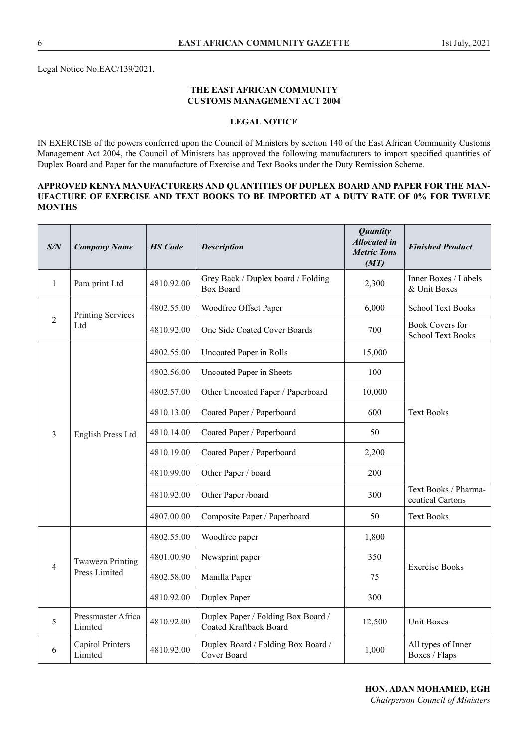Legal Notice No.EAC/139/2021.

**THE EAST AFRICAN COMMUNITY**
**CUSTOMS MANAGEMENT ACT 2004**

**LEGAL NOTICE**

IN EXERCISE of the powers conferred upon the Council of Ministers by section 140 of the East African Community Customs Management Act 2004, the Council of Ministers has approved the following manufacturers to import specified quantities of Duplex Board and Paper for the manufacture of Exercise and Text Books under the Duty Remission Scheme.

**APPROVED KENYA MANUFACTURERS AND QUANTITIES OF DUPLEX BOARD AND PAPER FOR THE MANUFACTURE OF EXERCISE AND TEXT BOOKS TO BE IMPORTED AT A DUTY RATE OF 0% FOR TWELVE MONTHS**

| *S/N* | *Company Name* | *HS Code* | *Description* | *Quantity Allocated in Metric Tons (MT)* | *Finished Product* |
|---|---|---|---|---|---|
| 1 | Para print Ltd | 4810.92.00 | Grey Back / Duplex board / Folding Box Board | 2,300 | Inner Boxes / Labels & Unit Boxes |
| 2 | Printing Services Ltd | 4802.55.00 | Woodfree Offset Paper | 6,000 | School Text Books |
| | | 4810.92.00 | One Side Coated Cover Boards | 700 | Book Covers for School Text Books |
| 3 | English Press Ltd | 4802.55.00 | Uncoated Paper in Rolls | 15,000 | Text Books |
| | | 4802.56.00 | Uncoated Paper in Sheets | 100 | |
| | | 4802.57.00 | Other Uncoated Paper / Paperboard | 10,000 | |
| | | 4810.13.00 | Coated Paper / Paperboard | 600 | |
| | | 4810.14.00 | Coated Paper / Paperboard | 50 | |
| | | 4810.19.00 | Coated Paper / Paperboard | 2,200 | |
| | | 4810.99.00 | Other Paper / board | 200 | |
| | | 4810.92.00 | Other Paper /board | 300 | Text Books / Pharmaceutical Cartons |
| | | 4807.00.00 | Composite Paper / Paperboard | 50 | Text Books |
| 4 | Twaweza Printing Press Limited | 4802.55.00 | Woodfree paper | 1,800 | Exercise Books |
| | | 4801.00.90 | Newsprint paper | 350 | |
| | | 4802.58.00 | Manilla Paper | 75 | |
| | | 4810.92.00 | Duplex Paper | 300 | |
| 5 | Pressmaster Africa Limited | 4810.92.00 | Duplex Paper / Folding Box Board / Coated Kraftback Board | 12,500 | Unit Boxes |
| 6 | Capitol Printers Limited | 4810.92.00 | Duplex Board / Folding Box Board / Cover Board | 1,000 | All types of Inner Boxes / Flaps |

**HON. ADAN MOHAMED, EGH**
*Chairperson Council of Ministers*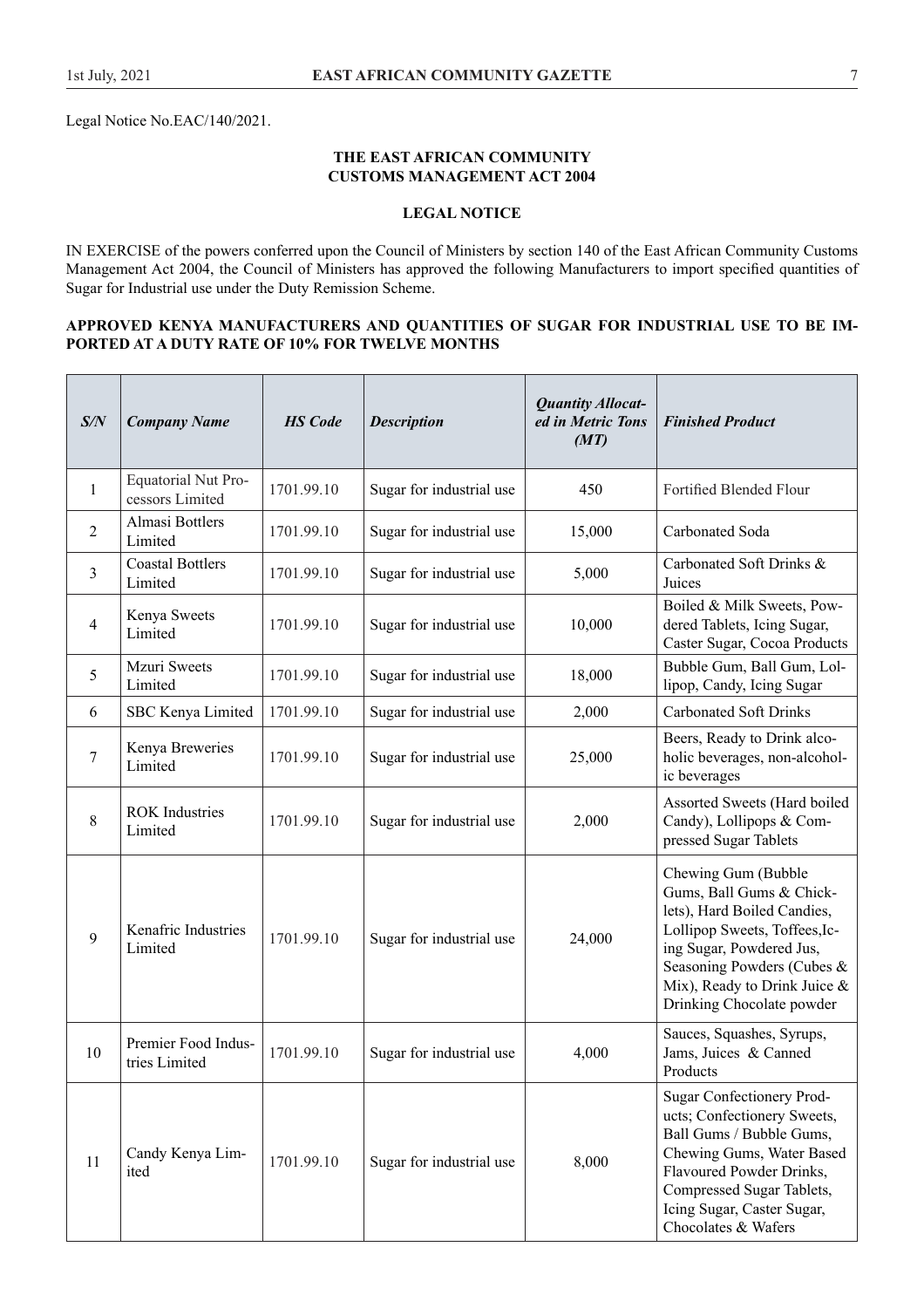Legal Notice No.EAC/140/2021.

**THE EAST AFRICAN COMMUNITY**
**CUSTOMS MANAGEMENT ACT 2004**

**LEGAL NOTICE**

IN EXERCISE of the powers conferred upon the Council of Ministers by section 140 of the East African Community Customs Management Act 2004, the Council of Ministers has approved the following Manufacturers to import specified quantities of Sugar for Industrial use under the Duty Remission Scheme.

**APPROVED KENYA MANUFACTURERS AND QUANTITIES OF SUGAR FOR INDUSTRIAL USE TO BE IMPORTED AT A DUTY RATE OF 10% FOR TWELVE MONTHS**

| *S/N* | *Company Name* | *HS Code* | *Description* | *Quantity Allocated in Metric Tons (MT)* | *Finished Product* |
|---|---|---|---|---|---|
| 1 | Equatorial Nut Processors Limited | 1701.99.10 | Sugar for industrial use | 450 | Fortified Blended Flour |
| 2 | Almasi Bottlers Limited | 1701.99.10 | Sugar for industrial use | 15,000 | Carbonated Soda |
| 3 | Coastal Bottlers Limited | 1701.99.10 | Sugar for industrial use | 5,000 | Carbonated Soft Drinks & Juices |
| 4 | Kenya Sweets Limited | 1701.99.10 | Sugar for industrial use | 10,000 | Boiled & Milk Sweets, Powdered Tablets, Icing Sugar, Caster Sugar, Cocoa Products |
| 5 | Mzuri Sweets Limited | 1701.99.10 | Sugar for industrial use | 18,000 | Bubble Gum, Ball Gum, Lollipop, Candy, Icing Sugar |
| 6 | SBC Kenya Limited | 1701.99.10 | Sugar for industrial use | 2,000 | Carbonated Soft Drinks |
| 7 | Kenya Breweries Limited | 1701.99.10 | Sugar for industrial use | 25,000 | Beers, Ready to Drink alcoholic beverages, non-alcoholic beverages |
| 8 | ROK Industries Limited | 1701.99.10 | Sugar for industrial use | 2,000 | Assorted Sweets (Hard boiled Candy), Lollipops & Compressed Sugar Tablets |
| 9 | Kenafric Industries Limited | 1701.99.10 | Sugar for industrial use | 24,000 | Chewing Gum (Bubble Gums, Ball Gums & Chicklets), Hard Boiled Candies, Lollipop Sweets, Toffees,Icing Sugar, Powdered Jus, Seasoning Powders (Cubes & Mix), Ready to Drink Juice & Drinking Chocolate powder |
| 10 | Premier Food Industries Limited | 1701.99.10 | Sugar for industrial use | 4,000 | Sauces, Squashes, Syrups, Jams, Juices & Canned Products |
| 11 | Candy Kenya Limited | 1701.99.10 | Sugar for industrial use | 8,000 | Sugar Confectionery Products; Confectionery Sweets, Ball Gums / Bubble Gums, Chewing Gums, Water Based Flavoured Powder Drinks, Compressed Sugar Tablets, Icing Sugar, Caster Sugar, Chocolates & Wafers |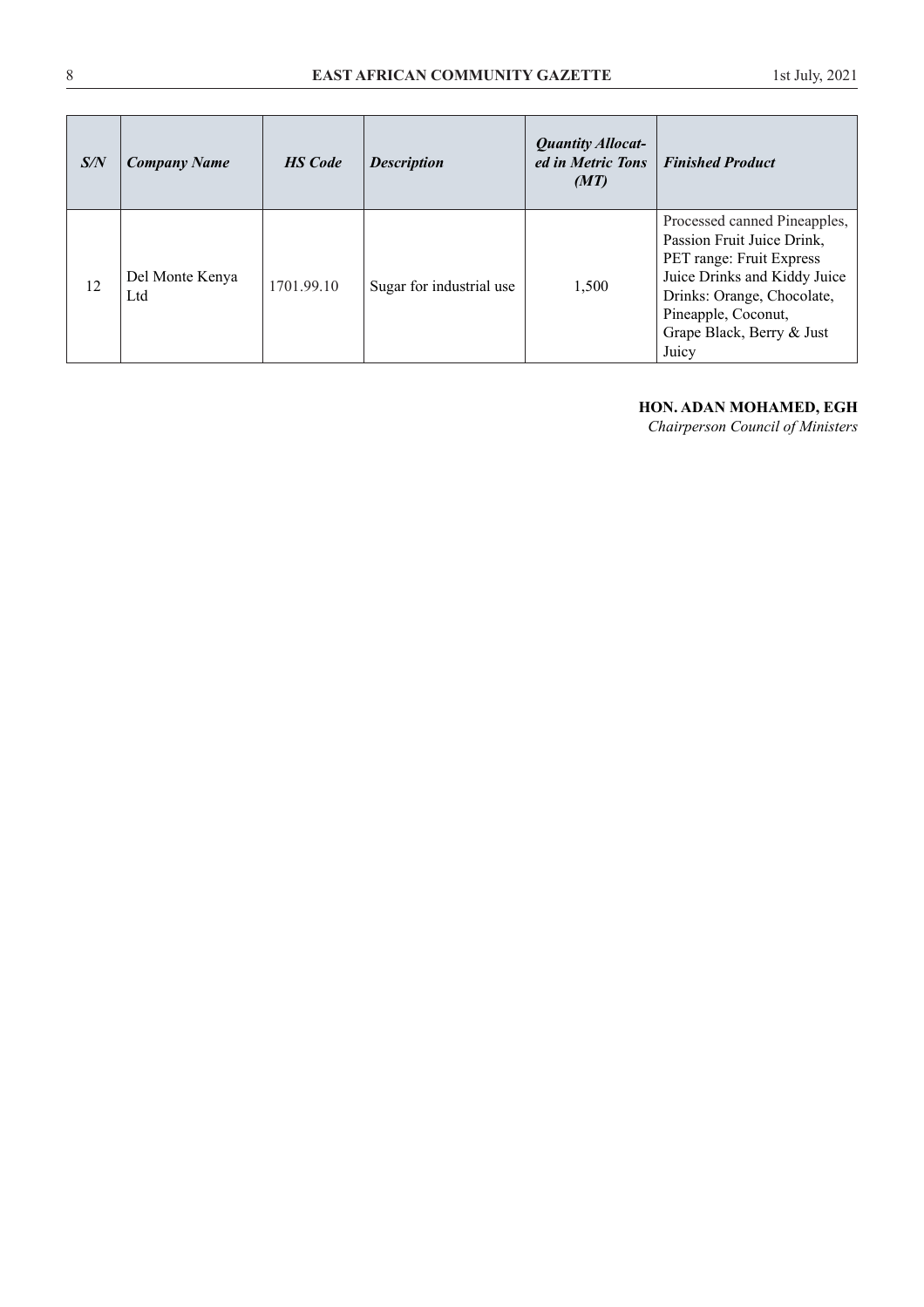| *S/N* | *Company Name* | *HS Code* | *Description* | *Quantity Allocated in Metric Tons (MT)* | *Finished Product* |
|---|---|---|---|---|---|
| 12 | Del Monte Kenya Ltd | 1701.99.10 | Sugar for industrial use | 1,500 | Processed canned Pineapples, Passion Fruit Juice Drink, PET range: Fruit Express Juice Drinks and Kiddy Juice Drinks: Orange, Chocolate, Pineapple, Coconut, Grape Black, Berry & Just Juicy |

**HON. ADAN MOHAMED, EGH**
*Chairperson Council of Ministers*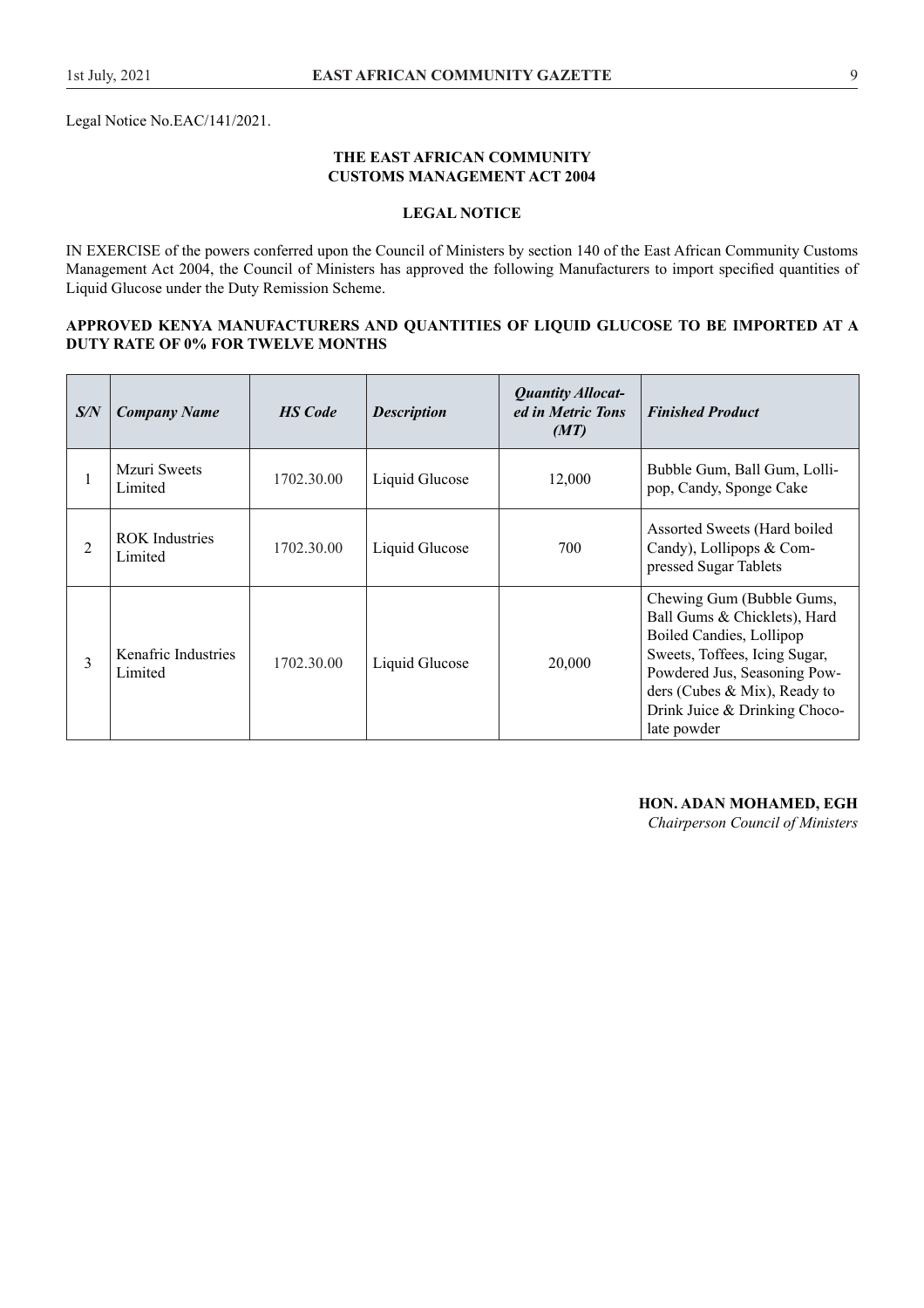Legal Notice No.EAC/141/2021.

## THE EAST AFRICAN COMMUNITY
## CUSTOMS MANAGEMENT ACT 2004

### LEGAL NOTICE

IN EXERCISE of the powers conferred upon the Council of Ministers by section 140 of the East African Community Customs Management Act 2004, the Council of Ministers has approved the following Manufacturers to import specified quantities of Liquid Glucose under the Duty Remission Scheme.

**APPROVED KENYA MANUFACTURERS AND QUANTITIES OF LIQUID GLUCOSE TO BE IMPORTED AT A DUTY RATE OF 0% FOR TWELVE MONTHS**

| *S/N* | *Company Name* | *HS Code* | *Description* | *Quantity Allocated in Metric Tons (MT)* | *Finished Product* |
|---|---|---|---|---|---|
| 1 | Mzuri Sweets Limited | 1702.30.00 | Liquid Glucose | 12,000 | Bubble Gum, Ball Gum, Lollipop, Candy, Sponge Cake |
| 2 | ROK Industries Limited | 1702.30.00 | Liquid Glucose | 700 | Assorted Sweets (Hard boiled Candy), Lollipops & Compressed Sugar Tablets |
| 3 | Kenafric Industries Limited | 1702.30.00 | Liquid Glucose | 20,000 | Chewing Gum (Bubble Gums, Ball Gums & Chicklets), Hard Boiled Candies, Lollipop Sweets, Toffees, Icing Sugar, Powdered Jus, Seasoning Powders (Cubes & Mix), Ready to Drink Juice & Drinking Chocolate powder |

**HON. ADAN MOHAMED, EGH**
*Chairperson Council of Ministers*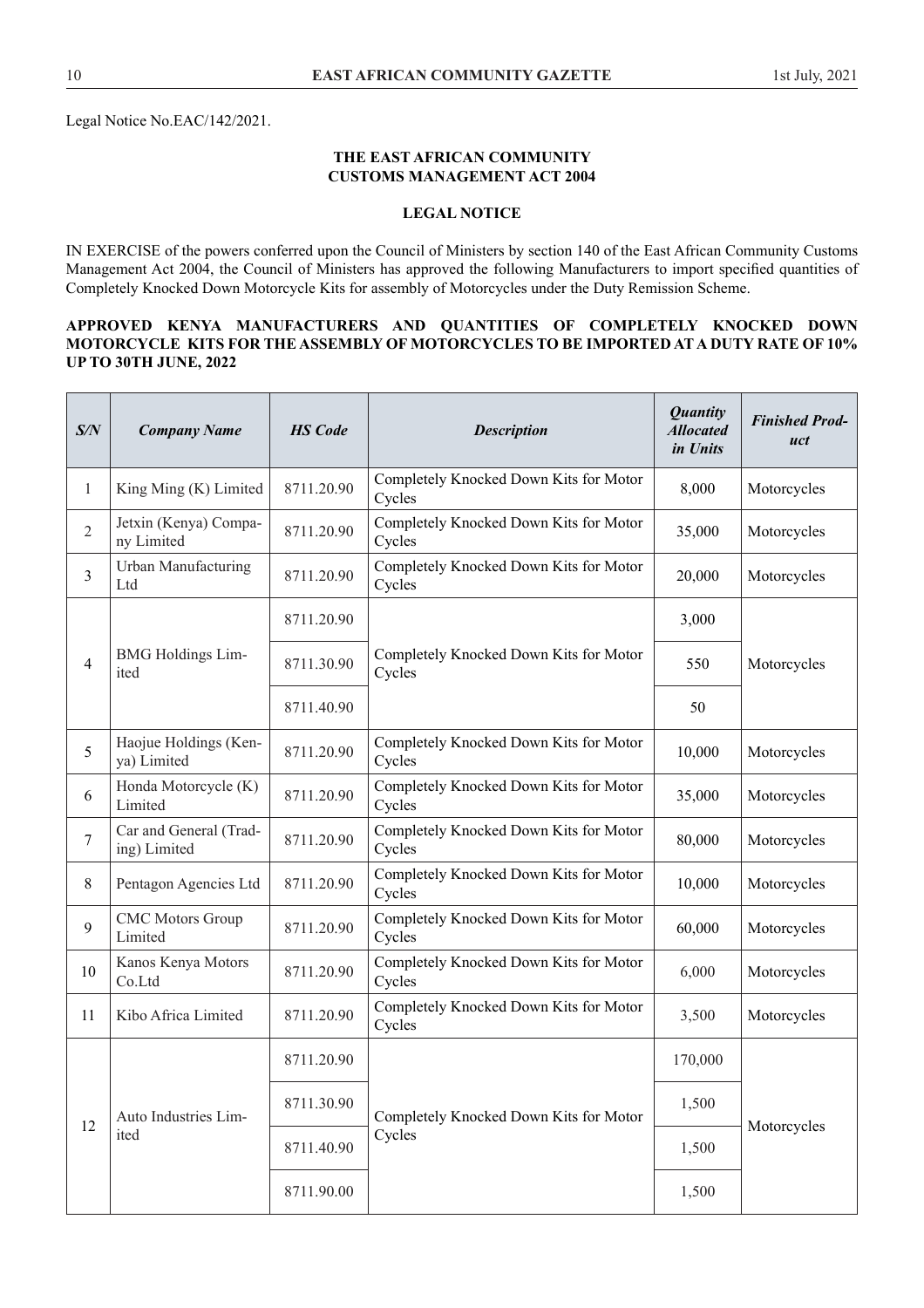Legal Notice No.EAC/142/2021.

**THE EAST AFRICAN COMMUNITY**
**CUSTOMS MANAGEMENT ACT 2004**

**LEGAL NOTICE**

IN EXERCISE of the powers conferred upon the Council of Ministers by section 140 of the East African Community Customs Management Act 2004, the Council of Ministers has approved the following Manufacturers to import specified quantities of Completely Knocked Down Motorcycle Kits for assembly of Motorcycles under the Duty Remission Scheme.

**APPROVED KENYA MANUFACTURERS AND QUANTITIES OF COMPLETELY KNOCKED DOWN MOTORCYCLE KITS FOR THE ASSEMBLY OF MOTORCYCLES TO BE IMPORTED AT A DUTY RATE OF 10% UP TO 30TH JUNE, 2022**

| *S/N* | *Company Name* | *HS Code* | *Description* | *Quantity Allocated in Units* | *Finished Product* |
|---|---|---|---|---|---|
| 1 | King Ming (K) Limited | 8711.20.90 | Completely Knocked Down Kits for Motor Cycles | 8,000 | Motorcycles |
| 2 | Jetxin (Kenya) Company Limited | 8711.20.90 | Completely Knocked Down Kits for Motor Cycles | 35,000 | Motorcycles |
| 3 | Urban Manufacturing Ltd | 8711.20.90 | Completely Knocked Down Kits for Motor Cycles | 20,000 | Motorcycles |
| 4 | BMG Holdings Limited | 8711.20.90 | Completely Knocked Down Kits for Motor Cycles | 3,000 | Motorcycles |
| | | 8711.30.90 | | 550 | |
| | | 8711.40.90 | | 50 | |
| 5 | Haojue Holdings (Kenya) Limited | 8711.20.90 | Completely Knocked Down Kits for Motor Cycles | 10,000 | Motorcycles |
| 6 | Honda Motorcycle (K) Limited | 8711.20.90 | Completely Knocked Down Kits for Motor Cycles | 35,000 | Motorcycles |
| 7 | Car and General (Trading) Limited | 8711.20.90 | Completely Knocked Down Kits for Motor Cycles | 80,000 | Motorcycles |
| 8 | Pentagon Agencies Ltd | 8711.20.90 | Completely Knocked Down Kits for Motor Cycles | 10,000 | Motorcycles |
| 9 | CMC Motors Group Limited | 8711.20.90 | Completely Knocked Down Kits for Motor Cycles | 60,000 | Motorcycles |
| 10 | Kanos Kenya Motors Co.Ltd | 8711.20.90 | Completely Knocked Down Kits for Motor Cycles | 6,000 | Motorcycles |
| 11 | Kibo Africa Limited | 8711.20.90 | Completely Knocked Down Kits for Motor Cycles | 3,500 | Motorcycles |
| 12 | Auto Industries Limited | 8711.20.90 | Completely Knocked Down Kits for Motor Cycles | 170,000 | Motorcycles |
| | | 8711.30.90 | | 1,500 | |
| | | 8711.40.90 | | 1,500 | |
| | | 8711.90.00 | | 1,500 | |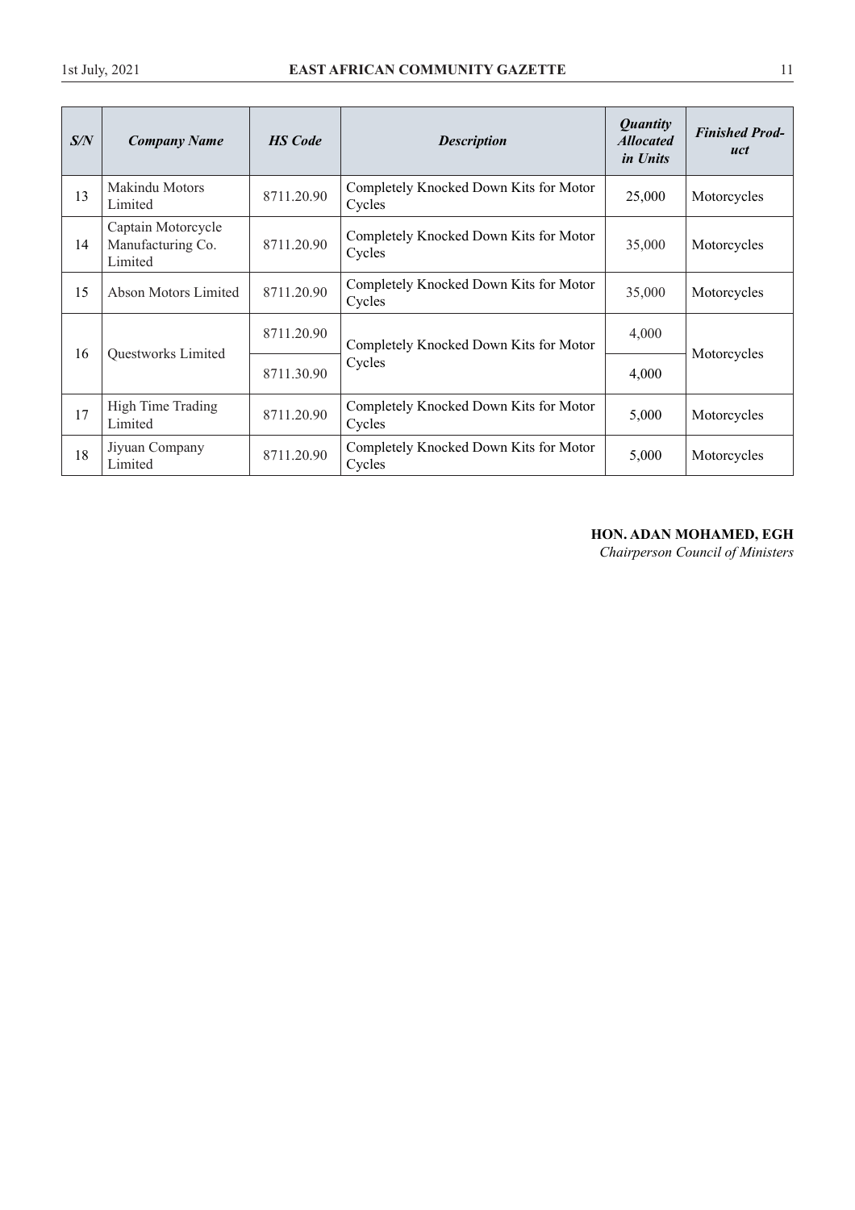| S/N | Company Name | HS Code | Description | Quantity Allocated in Units | Finished Product |
|---|---|---|---|---|---|
| 13 | Makindu Motors Limited | 8711.20.90 | Completely Knocked Down Kits for Motor Cycles | 25,000 | Motorcycles |
| 14 | Captain Motorcycle Manufacturing Co. Limited | 8711.20.90 | Completely Knocked Down Kits for Motor Cycles | 35,000 | Motorcycles |
| 15 | Abson Motors Limited | 8711.20.90 | Completely Knocked Down Kits for Motor Cycles | 35,000 | Motorcycles |
| 16 | Questworks Limited | 8711.20.90 | Completely Knocked Down Kits for Motor Cycles | 4,000 | Motorcycles |
| | | 8711.30.90 | | 4,000 | |
| 17 | High Time Trading Limited | 8711.20.90 | Completely Knocked Down Kits for Motor Cycles | 5,000 | Motorcycles |
| 18 | Jiyuan Company Limited | 8711.20.90 | Completely Knocked Down Kits for Motor Cycles | 5,000 | Motorcycles |

**HON. ADAN MOHAMED, EGH**
*Chairperson Council of Ministers*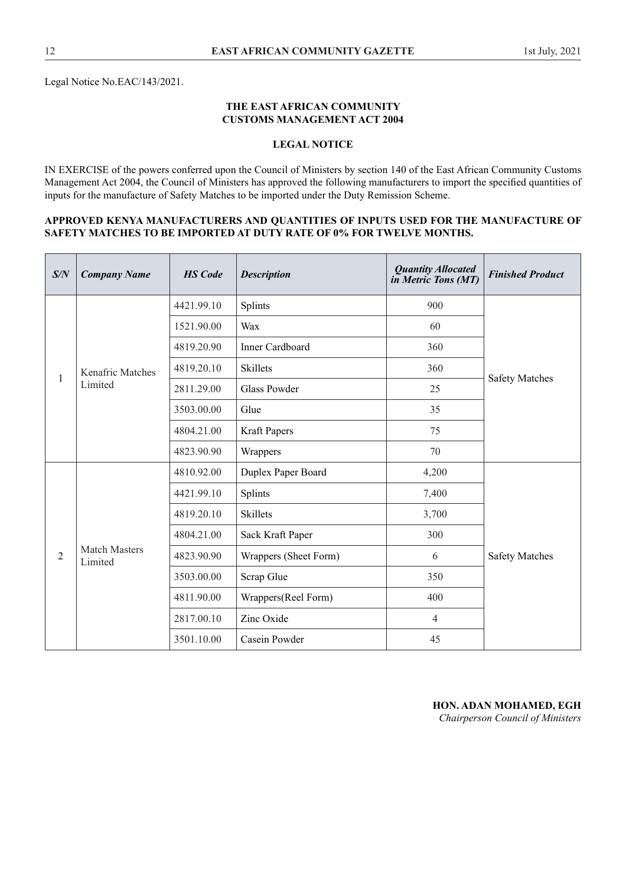Legal Notice No.EAC/143/2021.

**THE EAST AFRICAN COMMUNITY**
**CUSTOMS MANAGEMENT ACT 2004**

**LEGAL NOTICE**

IN EXERCISE of the powers conferred upon the Council of Ministers by section 140 of the East African Community Customs Management Act 2004, the Council of Ministers has approved the following manufacturers to import the specified quantities of inputs for the manufacture of Safety Matches to be imported under the Duty Remission Scheme.

**APPROVED KENYA MANUFACTURERS AND QUANTITIES OF INPUTS USED FOR THE MANUFACTURE OF SAFETY MATCHES TO BE IMPORTED AT DUTY RATE OF 0% FOR TWELVE MONTHS.**

| *S/N* | *Company Name* | *HS Code* | *Description* | *Quantity Allocated in Metric Tons (MT)* | *Finished Product* |
|---|---|---|---|---|---|
| 1 | Kenafric Matches Limited | 4421.99.10 | Splints | 900 | Safety Matches |
| | | 1521.90.00 | Wax | 60 | |
| | | 4819.20.90 | Inner Cardboard | 360 | |
| | | 4819.20.10 | Skillets | 360 | |
| | | 2811.29.00 | Glass Powder | 25 | |
| | | 3503.00.00 | Glue | 35 | |
| | | 4804.21.00 | Kraft Papers | 75 | |
| | | 4823.90.90 | Wrappers | 70 | |
| 2 | Match Masters Limited | 4810.92.00 | Duplex Paper Board | 4,200 | Safety Matches |
| | | 4421.99.10 | Splints | 7,400 | |
| | | 4819.20.10 | Skillets | 3,700 | |
| | | 4804.21.00 | Sack Kraft Paper | 300 | |
| | | 4823.90.90 | Wrappers (Sheet Form) | 6 | |
| | | 3503.00.00 | Scrap Glue | 350 | |
| | | 4811.90.00 | Wrappers(Reel Form) | 400 | |
| | | 2817.00.10 | Zinc Oxide | 4 | |
| | | 3501.10.00 | Casein Powder | 45 | |

**HON. ADAN MOHAMED, EGH**
*Chairperson Council of Ministers*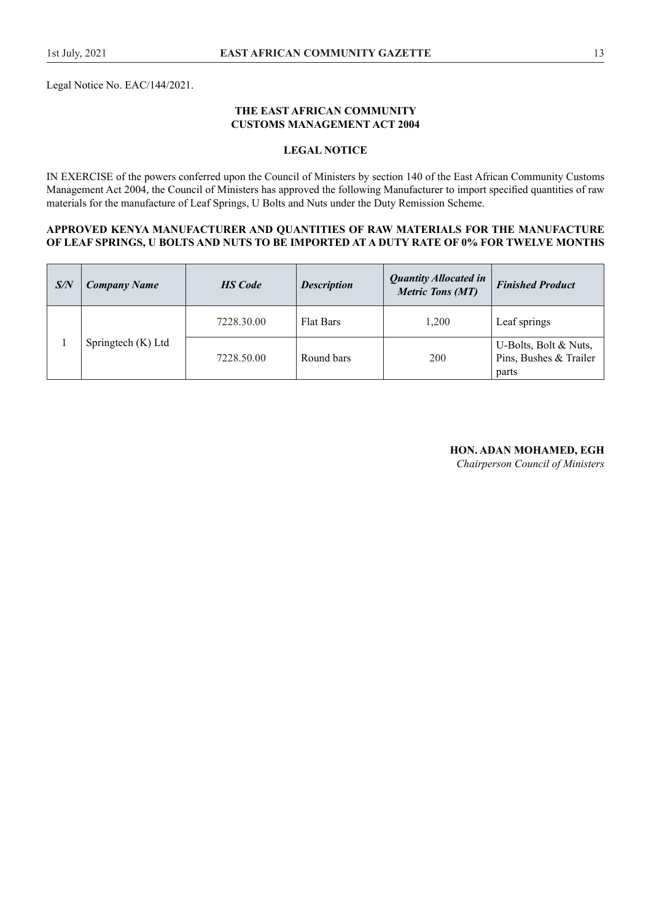Legal Notice No. EAC/144/2021.

**THE EAST AFRICAN COMMUNITY**
**CUSTOMS MANAGEMENT ACT 2004**

**LEGAL NOTICE**

IN EXERCISE of the powers conferred upon the Council of Ministers by section 140 of the East African Community Customs Management Act 2004, the Council of Ministers has approved the following Manufacturer to import specified quantities of raw materials for the manufacture of Leaf Springs, U Bolts and Nuts under the Duty Remission Scheme.

**APPROVED KENYA MANUFACTURER AND QUANTITIES OF RAW MATERIALS FOR THE MANUFACTURE OF LEAF SPRINGS, U BOLTS AND NUTS TO BE IMPORTED AT A DUTY RATE OF 0% FOR TWELVE MONTHS**

| *S/N* | *Company Name* | *HS Code* | *Description* | *Quantity Allocated in Metric Tons (MT)* | *Finished Product* |
|---|---|---|---|---|---|
| 1 | Springtech (K) Ltd | 7228.30.00 | Flat Bars | 1,200 | Leaf springs |
| | | 7228.50.00 | Round bars | 200 | U-Bolts, Bolt & Nuts, Pins, Bushes & Trailer parts |

**HON. ADAN MOHAMED, EGH**
*Chairperson Council of Ministers*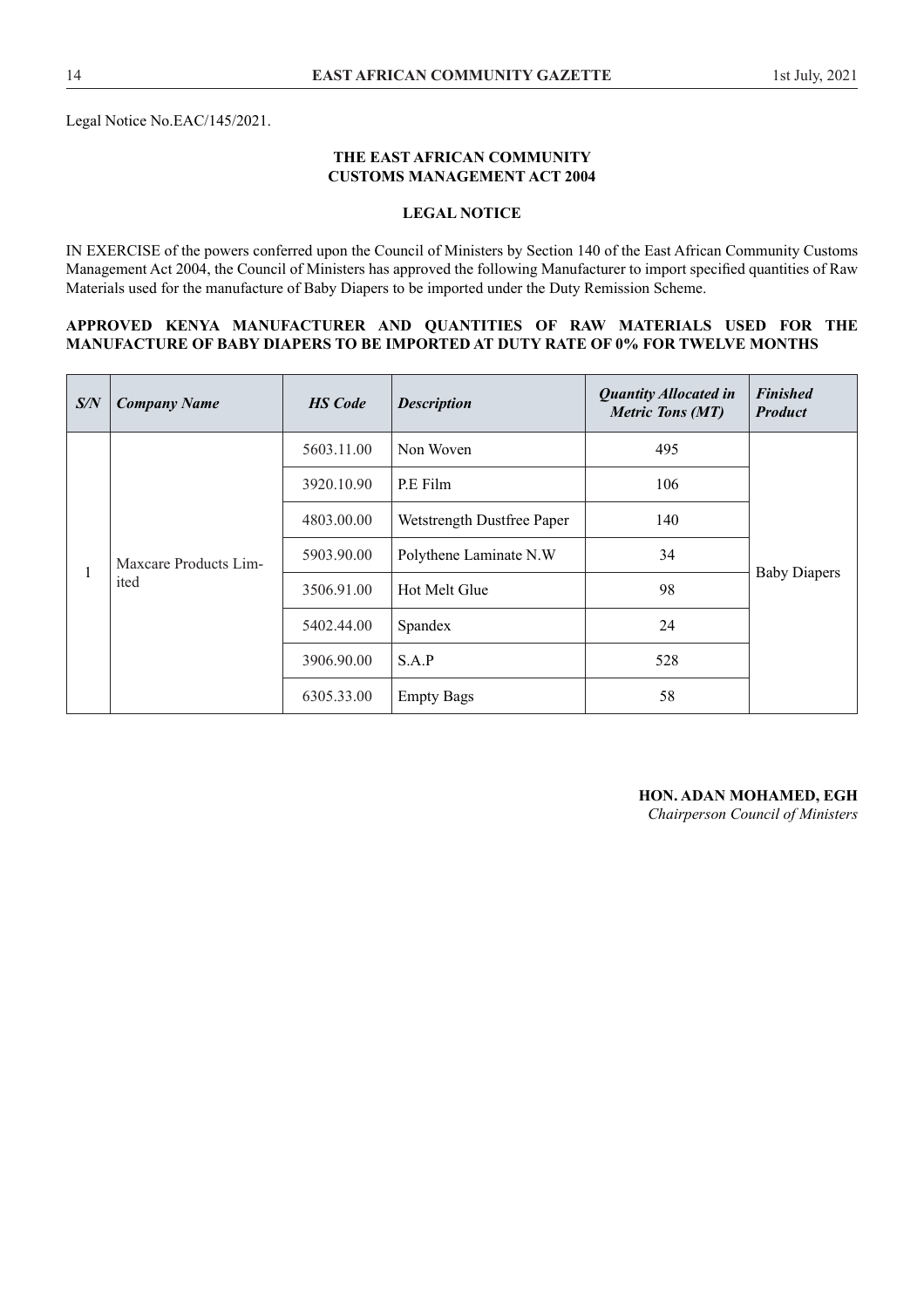Legal Notice No.EAC/145/2021.

**THE EAST AFRICAN COMMUNITY**
**CUSTOMS MANAGEMENT ACT 2004**

**LEGAL NOTICE**

IN EXERCISE of the powers conferred upon the Council of Ministers by Section 140 of the East African Community Customs Management Act 2004, the Council of Ministers has approved the following Manufacturer to import specified quantities of Raw Materials used for the manufacture of Baby Diapers to be imported under the Duty Remission Scheme.

**APPROVED KENYA MANUFACTURER AND QUANTITIES OF RAW MATERIALS USED FOR THE MANUFACTURE OF BABY DIAPERS TO BE IMPORTED AT DUTY RATE OF 0% FOR TWELVE MONTHS**

| *S/N* | *Company Name* | *HS Code* | *Description* | *Quantity Allocated in Metric Tons (MT)* | *Finished Product* |
|---|---|---|---|---|---|
| 1 | Maxcare Products Limited | 5603.11.00 | Non Woven | 495 | Baby Diapers |
| | | 3920.10.90 | P.E Film | 106 | |
| | | 4803.00.00 | Wetstrength Dustfree Paper | 140 | |
| | | 5903.90.00 | Polythene Laminate N.W | 34 | |
| | | 3506.91.00 | Hot Melt Glue | 98 | |
| | | 5402.44.00 | Spandex | 24 | |
| | | 3906.90.00 | S.A.P | 528 | |
| | | 6305.33.00 | Empty Bags | 58 | |

**HON. ADAN MOHAMED, EGH**
*Chairperson Council of Ministers*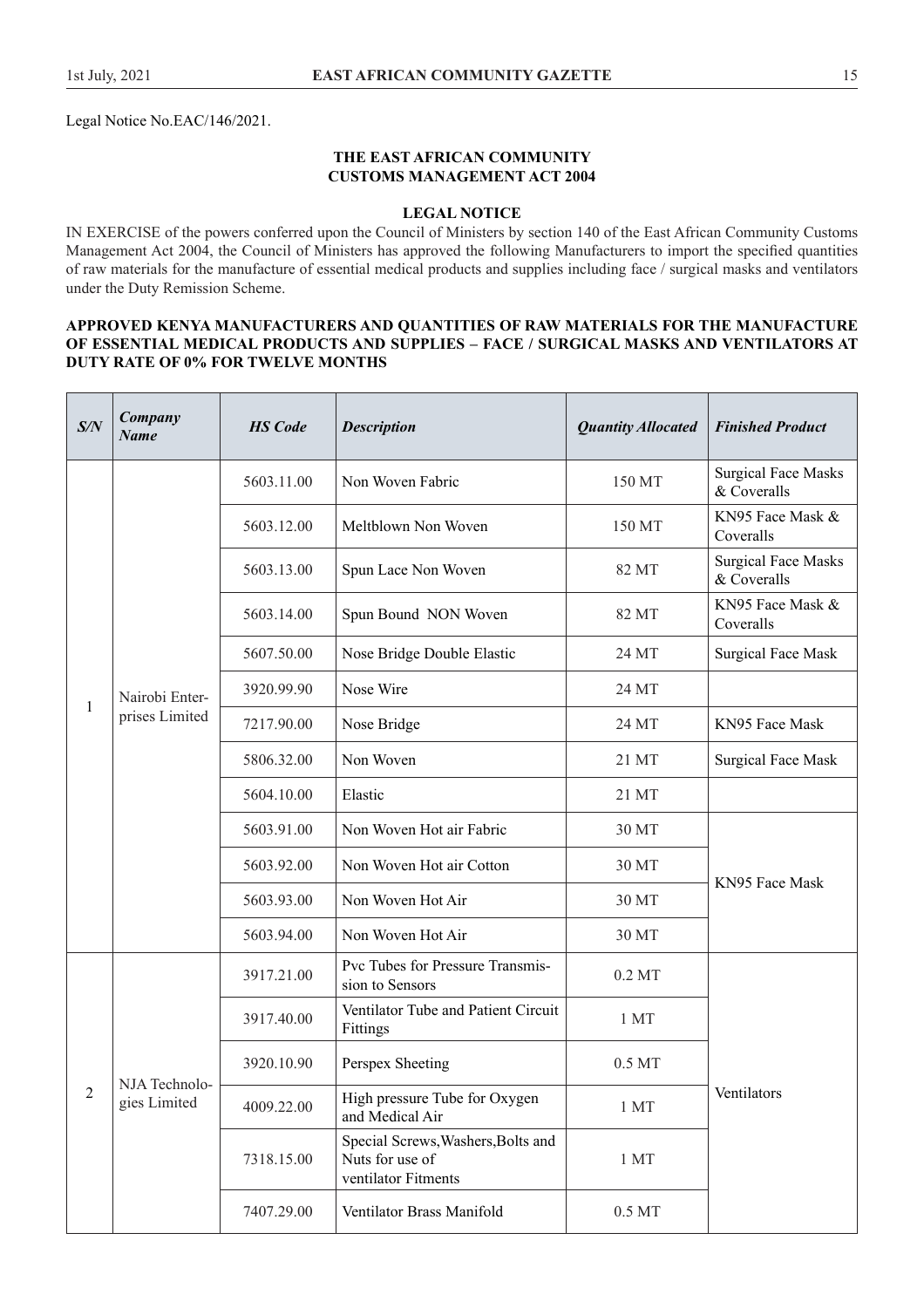Legal Notice No.EAC/146/2021.

**THE EAST AFRICAN COMMUNITY**
**CUSTOMS MANAGEMENT ACT 2004**

**LEGAL NOTICE**

IN EXERCISE of the powers conferred upon the Council of Ministers by section 140 of the East African Community Customs Management Act 2004, the Council of Ministers has approved the following Manufacturers to import the specified quantities of raw materials for the manufacture of essential medical products and supplies including face / surgical masks and ventilators under the Duty Remission Scheme.

**APPROVED KENYA MANUFACTURERS AND QUANTITIES OF RAW MATERIALS FOR THE MANUFACTURE OF ESSENTIAL MEDICAL PRODUCTS AND SUPPLIES – FACE / SURGICAL MASKS AND VENTILATORS AT DUTY RATE OF 0% FOR TWELVE MONTHS**

| *S/N* | *Company Name* | *HS Code* | *Description* | *Quantity Allocated* | *Finished Product* |
|---|---|---|---|---|---|
| 1 | Nairobi Enterprises Limited | 5603.11.00 | Non Woven Fabric | 150 MT | Surgical Face Masks & Coveralls |
| | | 5603.12.00 | Meltblown Non Woven | 150 MT | KN95 Face Mask & Coveralls |
| | | 5603.13.00 | Spun Lace Non Woven | 82 MT | Surgical Face Masks & Coveralls |
| | | 5603.14.00 | Spun Bound NON Woven | 82 MT | KN95 Face Mask & Coveralls |
| | | 5607.50.00 | Nose Bridge Double Elastic | 24 MT | Surgical Face Mask |
| | | 3920.99.90 | Nose Wire | 24 MT | |
| | | 7217.90.00 | Nose Bridge | 24 MT | KN95 Face Mask |
| | | 5806.32.00 | Non Woven | 21 MT | Surgical Face Mask |
| | | 5604.10.00 | Elastic | 21 MT | |
| | | 5603.91.00 | Non Woven Hot air Fabric | 30 MT | KN95 Face Mask |
| | | 5603.92.00 | Non Woven Hot air Cotton | 30 MT | |
| | | 5603.93.00 | Non Woven Hot Air | 30 MT | |
| | | 5603.94.00 | Non Woven Hot Air | 30 MT | |
| 2 | NJA Technologies Limited | 3917.21.00 | Pvc Tubes for Pressure Transmission to Sensors | 0.2 MT | Ventilators |
| | | 3917.40.00 | Ventilator Tube and Patient Circuit Fittings | 1 MT | |
| | | 3920.10.90 | Perspex Sheeting | 0.5 MT | |
| | | 4009.22.00 | High pressure Tube for Oxygen and Medical Air | 1 MT | |
| | | 7318.15.00 | Special Screws,Washers,Bolts and Nuts for use of ventilator Fitments | 1 MT | |
| | | 7407.29.00 | Ventilator Brass Manifold | 0.5 MT | |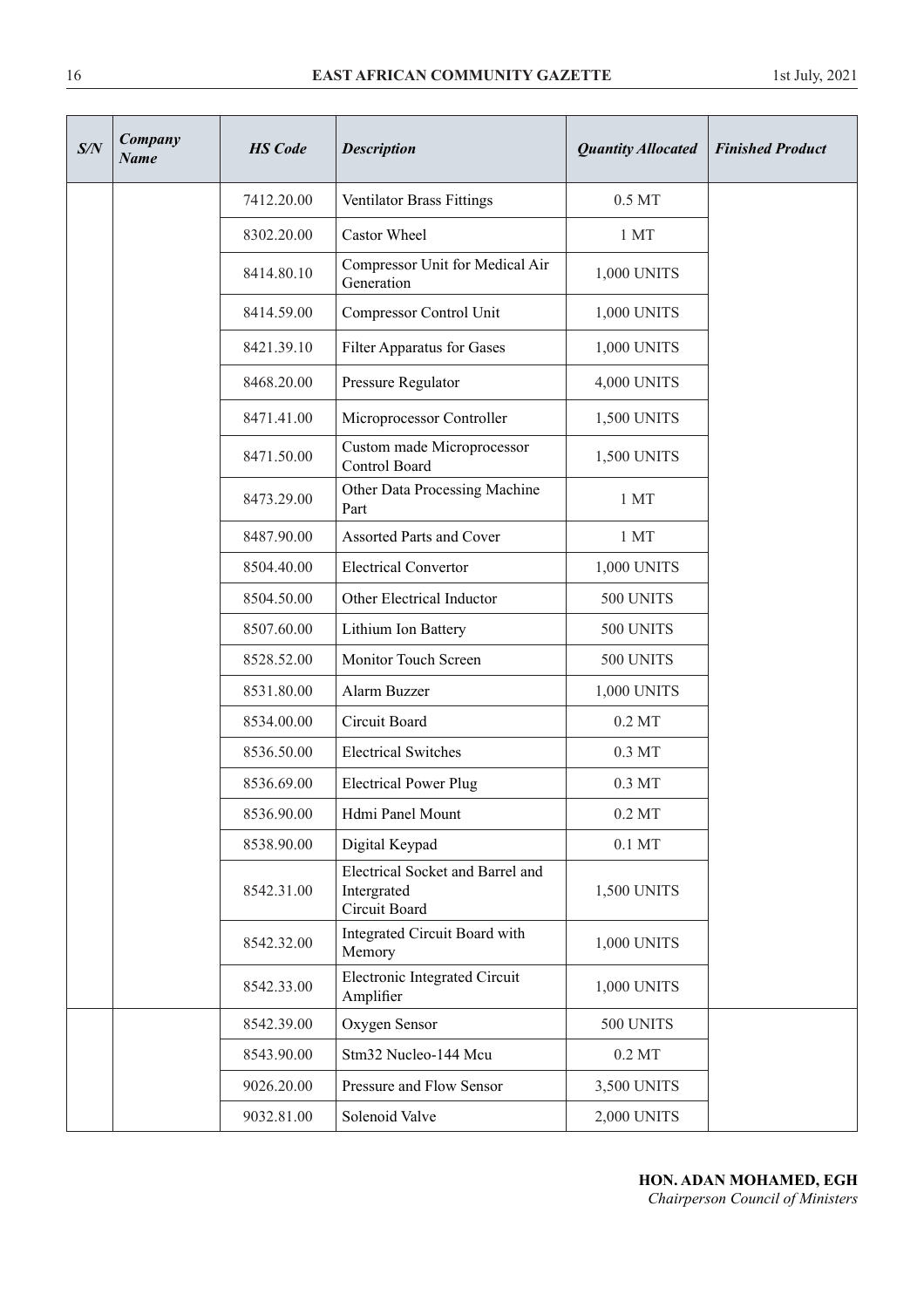| S/N | Company Name | HS Code | Description | Quantity Allocated | Finished Product |
|---|---|---|---|---|---|
| | | 7412.20.00 | Ventilator Brass Fittings | 0.5 MT | |
| | | 8302.20.00 | Castor Wheel | 1 MT | |
| | | 8414.80.10 | Compressor Unit for Medical Air Generation | 1,000 UNITS | |
| | | 8414.59.00 | Compressor Control Unit | 1,000 UNITS | |
| | | 8421.39.10 | Filter Apparatus for Gases | 1,000 UNITS | |
| | | 8468.20.00 | Pressure Regulator | 4,000 UNITS | |
| | | 8471.41.00 | Microprocessor Controller | 1,500 UNITS | |
| | | 8471.50.00 | Custom made Microprocessor Control Board | 1,500 UNITS | |
| | | 8473.29.00 | Other Data Processing Machine Part | 1 MT | |
| | | 8487.90.00 | Assorted Parts and Cover | 1 MT | |
| | | 8504.40.00 | Electrical Convertor | 1,000 UNITS | |
| | | 8504.50.00 | Other Electrical Inductor | 500 UNITS | |
| | | 8507.60.00 | Lithium Ion Battery | 500 UNITS | |
| | | 8528.52.00 | Monitor Touch Screen | 500 UNITS | |
| | | 8531.80.00 | Alarm Buzzer | 1,000 UNITS | |
| | | 8534.00.00 | Circuit Board | 0.2 MT | |
| | | 8536.50.00 | Electrical Switches | 0.3 MT | |
| | | 8536.69.00 | Electrical Power Plug | 0.3 MT | |
| | | 8536.90.00 | Hdmi Panel Mount | 0.2 MT | |
| | | 8538.90.00 | Digital Keypad | 0.1 MT | |
| | | 8542.31.00 | Electrical Socket and Barrel and Intergrated Circuit Board | 1,500 UNITS | |
| | | 8542.32.00 | Integrated Circuit Board with Memory | 1,000 UNITS | |
| | | 8542.33.00 | Electronic Integrated Circuit Amplifier | 1,000 UNITS | |
| | | 8542.39.00 | Oxygen Sensor | 500 UNITS | |
| | | 8543.90.00 | Stm32 Nucleo-144 Mcu | 0.2 MT | |
| | | 9026.20.00 | Pressure and Flow Sensor | 3,500 UNITS | |
| | | 9032.81.00 | Solenoid Valve | 2,000 UNITS | |

**HON. ADAN MOHAMED, EGH**
*Chairperson Council of Ministers*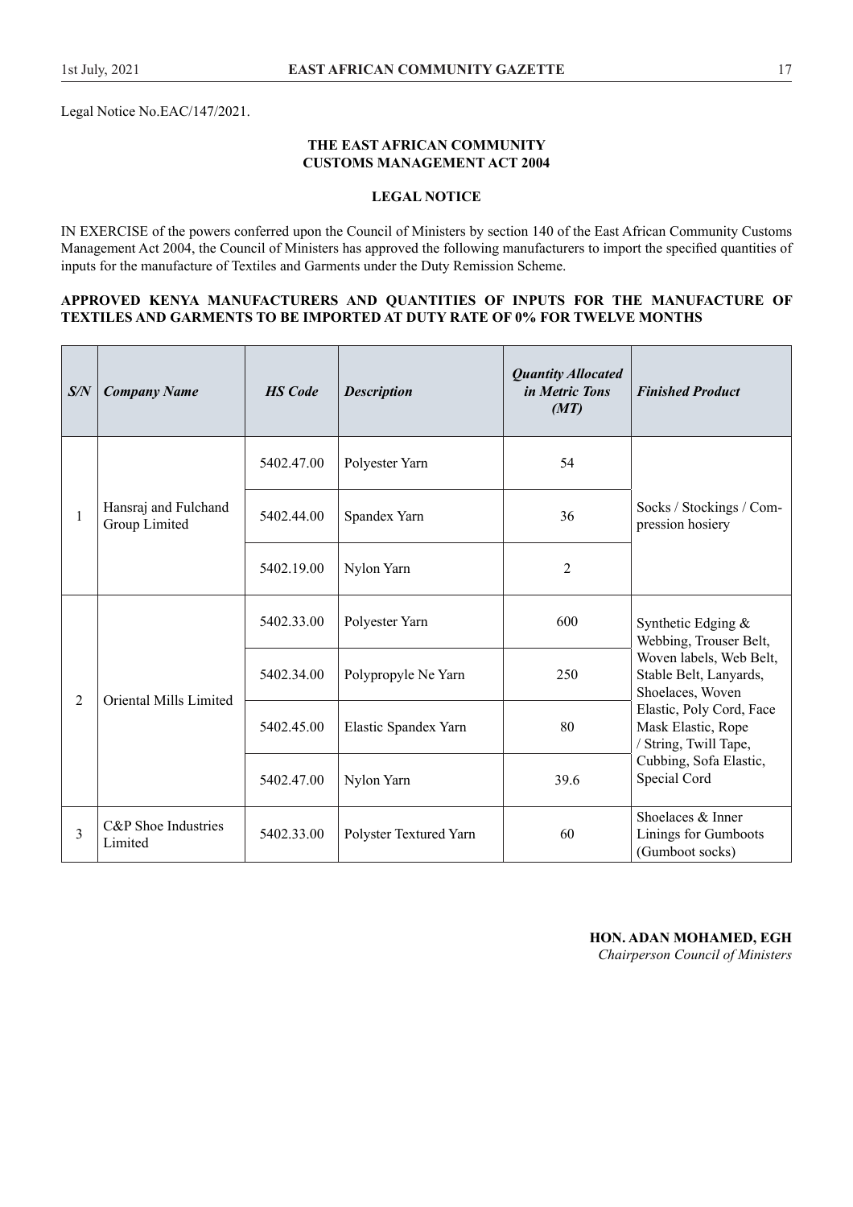Legal Notice No.EAC/147/2021.

**THE EAST AFRICAN COMMUNITY**
**CUSTOMS MANAGEMENT ACT 2004**

**LEGAL NOTICE**

IN EXERCISE of the powers conferred upon the Council of Ministers by section 140 of the East African Community Customs Management Act 2004, the Council of Ministers has approved the following manufacturers to import the specified quantities of inputs for the manufacture of Textiles and Garments under the Duty Remission Scheme.

**APPROVED KENYA MANUFACTURERS AND QUANTITIES OF INPUTS FOR THE MANUFACTURE OF TEXTILES AND GARMENTS TO BE IMPORTED AT DUTY RATE OF 0% FOR TWELVE MONTHS**

| *S/N* | *Company Name* | *HS Code* | *Description* | *Quantity Allocated in Metric Tons (MT)* | *Finished Product* |
|---|---|---|---|---|---|
| 1 | Hansraj and Fulchand Group Limited | 5402.47.00 | Polyester Yarn | 54 | Socks / Stockings / Compression hosiery |
| | | 5402.44.00 | Spandex Yarn | 36 | |
| | | 5402.19.00 | Nylon Yarn | 2 | |
| 2 | Oriental Mills Limited | 5402.33.00 | Polyester Yarn | 600 | Synthetic Edging & Webbing, Trouser Belt, Woven labels, Web Belt, Stable Belt, Lanyards, Shoelaces, Woven Elastic, Poly Cord, Face Mask Elastic, Rope / String, Twill Tape, Cubbing, Sofa Elastic, Special Cord |
| | | 5402.34.00 | Polypropyle Ne Yarn | 250 | |
| | | 5402.45.00 | Elastic Spandex Yarn | 80 | |
| | | 5402.47.00 | Nylon Yarn | 39.6 | |
| 3 | C&P Shoe Industries Limited | 5402.33.00 | Polyster Textured Yarn | 60 | Shoelaces & Inner Linings for Gumboots (Gumboot socks) |

**HON. ADAN MOHAMED, EGH**
*Chairperson Council of Ministers*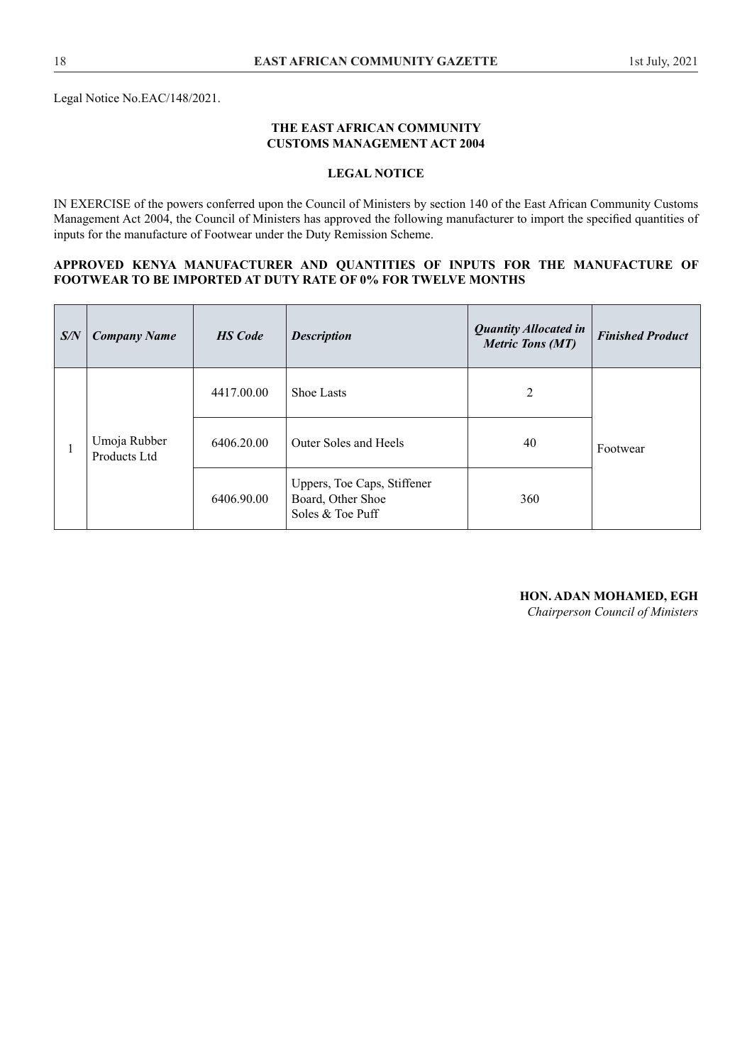Legal Notice No.EAC/148/2021.

**THE EAST AFRICAN COMMUNITY**
**CUSTOMS MANAGEMENT ACT 2004**

**LEGAL NOTICE**

IN EXERCISE of the powers conferred upon the Council of Ministers by section 140 of the East African Community Customs Management Act 2004, the Council of Ministers has approved the following manufacturer to import the specified quantities of inputs for the manufacture of Footwear under the Duty Remission Scheme.

**APPROVED KENYA MANUFACTURER AND QUANTITIES OF INPUTS FOR THE MANUFACTURE OF FOOTWEAR TO BE IMPORTED AT DUTY RATE OF 0% FOR TWELVE MONTHS**

| ***S/N*** | ***Company Name*** | ***HS Code*** | ***Description*** | ***Quantity Allocated in Metric Tons (MT)*** | ***Finished Product*** |
|---|---|---|---|---|---|
| 1 | Umoja Rubber Products Ltd | 4417.00.00 | Shoe Lasts | 2 | Footwear |
| | | 6406.20.00 | Outer Soles and Heels | 40 | |
| | | 6406.90.00 | Uppers, Toe Caps, Stiffener Board, Other Shoe Soles & Toe Puff | 360 | |

**HON. ADAN MOHAMED, EGH**
*Chairperson Council of Ministers*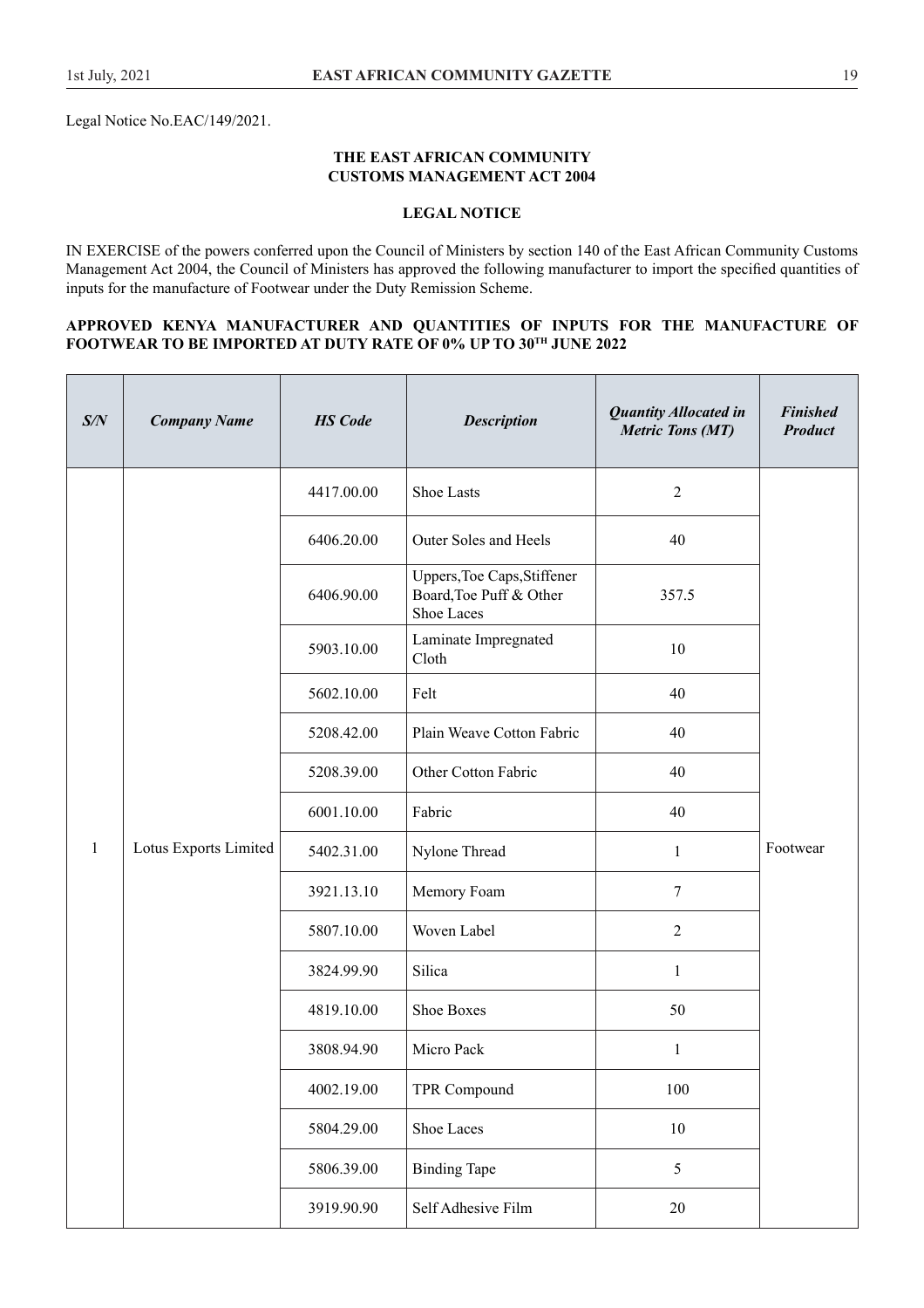Legal Notice No.EAC/149/2021.

**THE EAST AFRICAN COMMUNITY**
**CUSTOMS MANAGEMENT ACT 2004**

**LEGAL NOTICE**

IN EXERCISE of the powers conferred upon the Council of Ministers by section 140 of the East African Community Customs Management Act 2004, the Council of Ministers has approved the following manufacturer to import the specified quantities of inputs for the manufacture of Footwear under the Duty Remission Scheme.

**APPROVED KENYA MANUFACTURER AND QUANTITIES OF INPUTS FOR THE MANUFACTURE OF FOOTWEAR TO BE IMPORTED AT DUTY RATE OF 0% UP TO 30TH JUNE 2022**

| *S/N* | *Company Name* | *HS Code* | *Description* | *Quantity Allocated in Metric Tons (MT)* | *Finished Product* |
|---|---|---|---|---|---|
| 1 | Lotus Exports Limited | 4417.00.00 | Shoe Lasts | 2 | Footwear |
| | | 6406.20.00 | Outer Soles and Heels | 40 | |
| | | 6406.90.00 | Uppers,Toe Caps,Stiffener Board,Toe Puff & Other Shoe Laces | 357.5 | |
| | | 5903.10.00 | Laminate Impregnated Cloth | 10 | |
| | | 5602.10.00 | Felt | 40 | |
| | | 5208.42.00 | Plain Weave Cotton Fabric | 40 | |
| | | 5208.39.00 | Other Cotton Fabric | 40 | |
| | | 6001.10.00 | Fabric | 40 | |
| | | 5402.31.00 | Nylone Thread | 1 | |
| | | 3921.13.10 | Memory Foam | 7 | |
| | | 5807.10.00 | Woven Label | 2 | |
| | | 3824.99.90 | Silica | 1 | |
| | | 4819.10.00 | Shoe Boxes | 50 | |
| | | 3808.94.90 | Micro Pack | 1 | |
| | | 4002.19.00 | TPR Compound | 100 | |
| | | 5804.29.00 | Shoe Laces | 10 | |
| | | 5806.39.00 | Binding Tape | 5 | |
| | | 3919.90.90 | Self Adhesive Film | 20 | |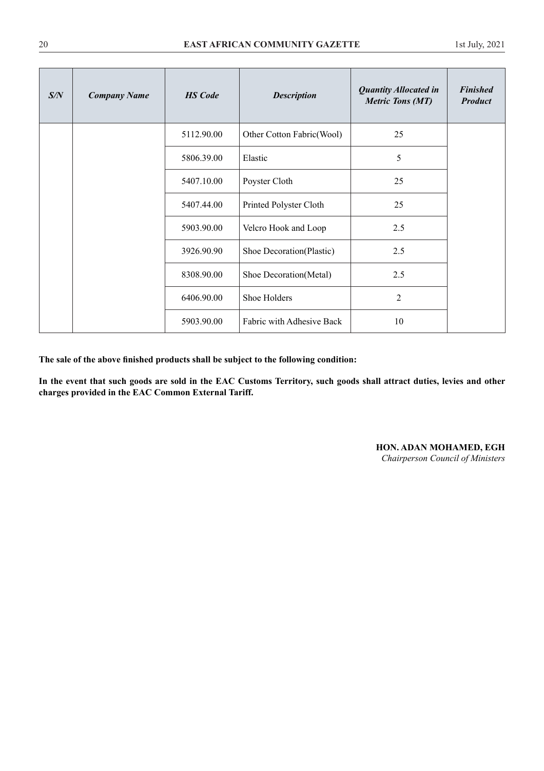| ***S/N*** | ***Company Name*** | ***HS Code*** | ***Description*** | ***Quantity Allocated in Metric Tons (MT)*** | ***Finished Product*** |
|---|---|---|---|---|---|
| | | 5112.90.00 | Other Cotton Fabric(Wool) | 25 | |
| | | 5806.39.00 | Elastic | 5 | |
| | | 5407.10.00 | Poyster Cloth | 25 | |
| | | 5407.44.00 | Printed Polyster Cloth | 25 | |
| | | 5903.90.00 | Velcro Hook and Loop | 2.5 | |
| | | 3926.90.90 | Shoe Decoration(Plastic) | 2.5 | |
| | | 8308.90.00 | Shoe Decoration(Metal) | 2.5 | |
| | | 6406.90.00 | Shoe Holders | 2 | |
| | | 5903.90.00 | Fabric with Adhesive Back | 10 | |

**The sale of the above finished products shall be subject to the following condition:**

**In the event that such goods are sold in the EAC Customs Territory, such goods shall attract duties, levies and other charges provided in the EAC Common External Tariff.**

**HON. ADAN MOHAMED, EGH**
*Chairperson Council of Ministers*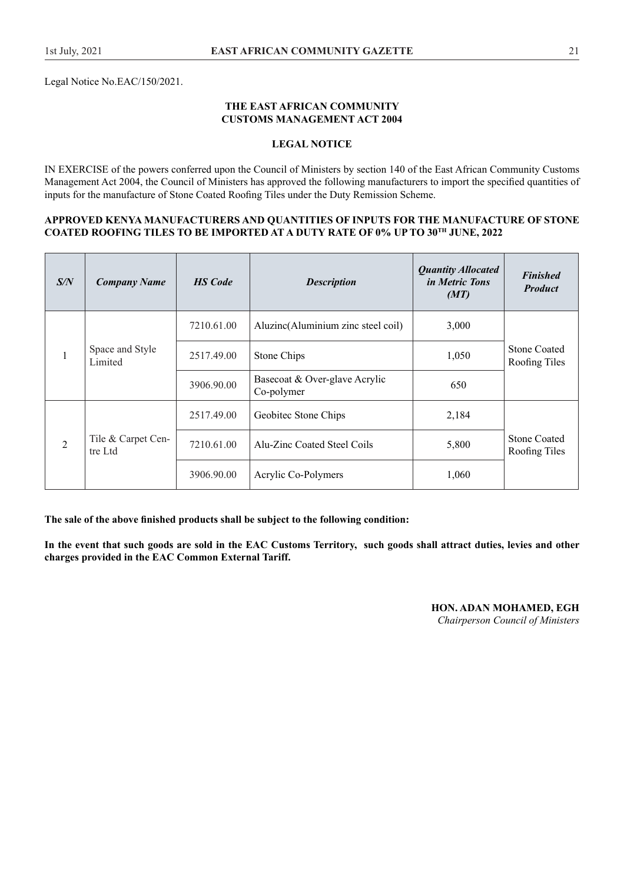Legal Notice No.EAC/150/2021.

**THE EAST AFRICAN COMMUNITY**
**CUSTOMS MANAGEMENT ACT 2004**

**LEGAL NOTICE**

IN EXERCISE of the powers conferred upon the Council of Ministers by section 140 of the East African Community Customs Management Act 2004, the Council of Ministers has approved the following manufacturers to import the specified quantities of inputs for the manufacture of Stone Coated Roofing Tiles under the Duty Remission Scheme.

**APPROVED KENYA MANUFACTURERS AND QUANTITIES OF INPUTS FOR THE MANUFACTURE OF STONE COATED ROOFING TILES TO BE IMPORTED AT A DUTY RATE OF 0% UP TO 30TH JUNE, 2022**

| *S/N* | *Company Name* | *HS Code* | *Description* | *Quantity Allocated in Metric Tons (MT)* | *Finished Product* |
|---|---|---|---|---|---|
| 1 | Space and Style Limited | 7210.61.00 | Aluzinc(Aluminium zinc steel coil) | 3,000 | Stone Coated Roofing Tiles |
| | | 2517.49.00 | Stone Chips | 1,050 | |
| | | 3906.90.00 | Basecoat & Over-glave Acrylic Co-polymer | 650 | |
| 2 | Tile & Carpet Centre Ltd | 2517.49.00 | Geobitec Stone Chips | 2,184 | Stone Coated Roofing Tiles |
| | | 7210.61.00 | Alu-Zinc Coated Steel Coils | 5,800 | |
| | | 3906.90.00 | Acrylic Co-Polymers | 1,060 | |

**The sale of the above finished products shall be subject to the following condition:**

**In the event that such goods are sold in the EAC Customs Territory, such goods shall attract duties, levies and other charges provided in the EAC Common External Tariff.**

**HON. ADAN MOHAMED, EGH**
*Chairperson Council of Ministers*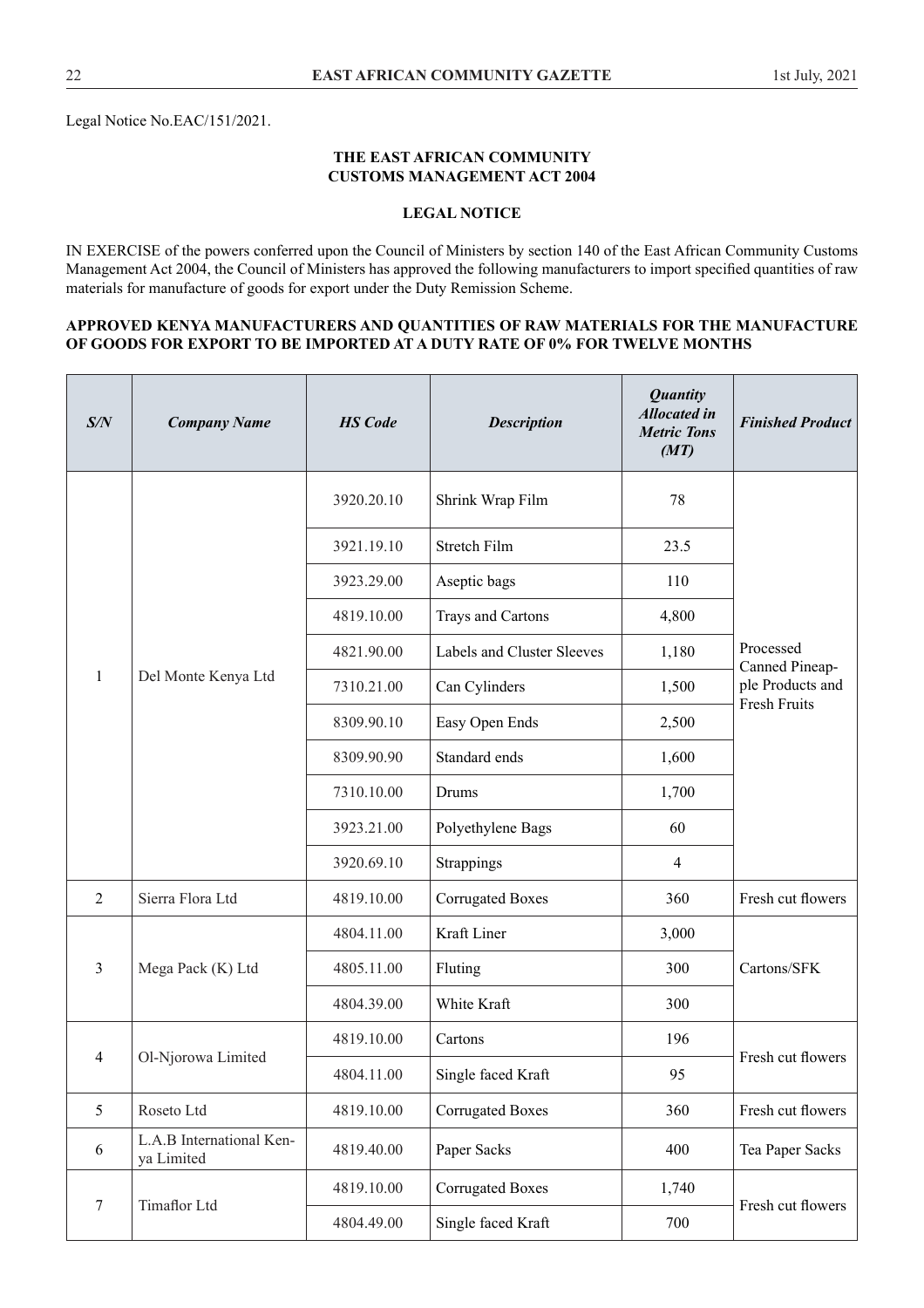Legal Notice No.EAC/151/2021.

**THE EAST AFRICAN COMMUNITY**
**CUSTOMS MANAGEMENT ACT 2004**

**LEGAL NOTICE**

IN EXERCISE of the powers conferred upon the Council of Ministers by section 140 of the East African Community Customs Management Act 2004, the Council of Ministers has approved the following manufacturers to import specified quantities of raw materials for manufacture of goods for export under the Duty Remission Scheme.

**APPROVED KENYA MANUFACTURERS AND QUANTITIES OF RAW MATERIALS FOR THE MANUFACTURE OF GOODS FOR EXPORT TO BE IMPORTED AT A DUTY RATE OF 0% FOR TWELVE MONTHS**

| *S/N* | *Company Name* | *HS Code* | *Description* | *Quantity Allocated in Metric Tons (MT)* | *Finished Product* |
|---|---|---|---|---|---|
| 1 | Del Monte Kenya Ltd | 3920.20.10 | Shrink Wrap Film | 78 | Processed Canned Pineapple Products and Fresh Fruits |
| | | 3921.19.10 | Stretch Film | 23.5 | |
| | | 3923.29.00 | Aseptic bags | 110 | |
| | | 4819.10.00 | Trays and Cartons | 4,800 | |
| | | 4821.90.00 | Labels and Cluster Sleeves | 1,180 | |
| | | 7310.21.00 | Can Cylinders | 1,500 | |
| | | 8309.90.10 | Easy Open Ends | 2,500 | |
| | | 8309.90.90 | Standard ends | 1,600 | |
| | | 7310.10.00 | Drums | 1,700 | |
| | | 3923.21.00 | Polyethylene Bags | 60 | |
| | | 3920.69.10 | Strappings | 4 | |
| 2 | Sierra Flora Ltd | 4819.10.00 | Corrugated Boxes | 360 | Fresh cut flowers |
| 3 | Mega Pack (K) Ltd | 4804.11.00 | Kraft Liner | 3,000 | Cartons/SFK |
| | | 4805.11.00 | Fluting | 300 | |
| | | 4804.39.00 | White Kraft | 300 | |
| 4 | Ol-Njorowa Limited | 4819.10.00 | Cartons | 196 | Fresh cut flowers |
| | | 4804.11.00 | Single faced Kraft | 95 | |
| 5 | Roseto Ltd | 4819.10.00 | Corrugated Boxes | 360 | Fresh cut flowers |
| 6 | L.A.B International Kenya Limited | 4819.40.00 | Paper Sacks | 400 | Tea Paper Sacks |
| 7 | Timaflor Ltd | 4819.10.00 | Corrugated Boxes | 1,740 | Fresh cut flowers |
| | | 4804.49.00 | Single faced Kraft | 700 | |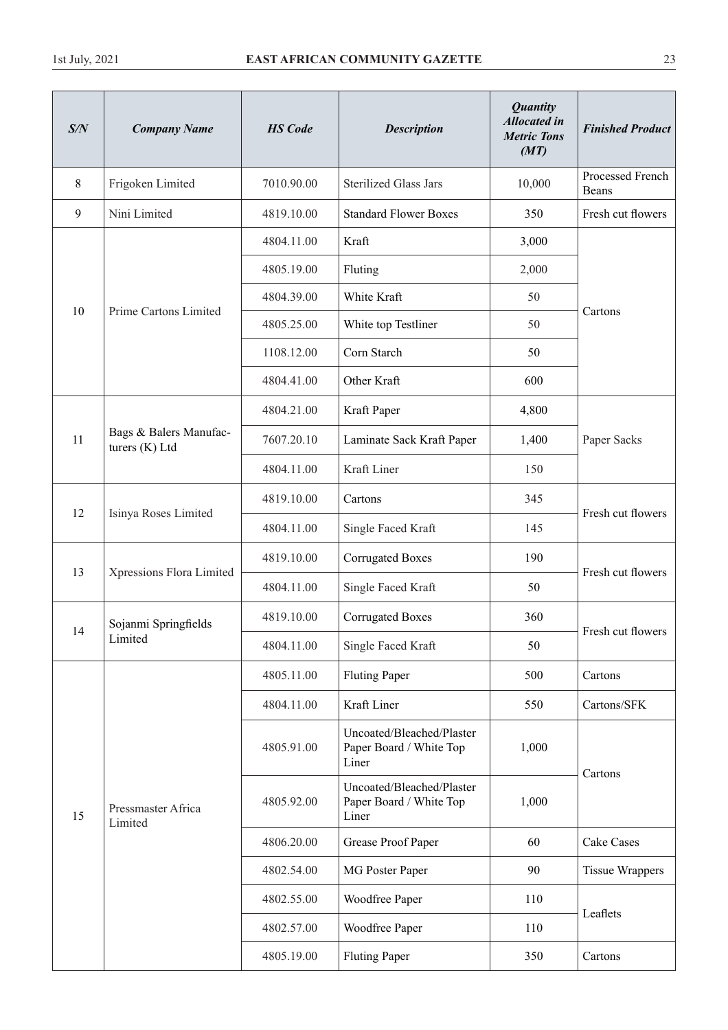| S/N | Company Name | HS Code | Description | Quantity Allocated in Metric Tons (MT) | Finished Product |
|---|---|---|---|---|---|
| 8 | Frigoken Limited | 7010.90.00 | Sterilized Glass Jars | 10,000 | Processed French Beans |
| 9 | Nini Limited | 4819.10.00 | Standard Flower Boxes | 350 | Fresh cut flowers |
| 10 | Prime Cartons Limited | 4804.11.00 | Kraft | 3,000 | Cartons |
| | | 4805.19.00 | Fluting | 2,000 | |
| | | 4804.39.00 | White Kraft | 50 | |
| | | 4805.25.00 | White top Testliner | 50 | |
| | | 1108.12.00 | Corn Starch | 50 | |
| | | 4804.41.00 | Other Kraft | 600 | |
| 11 | Bags & Balers Manufacturers (K) Ltd | 4804.21.00 | Kraft Paper | 4,800 | Paper Sacks |
| | | 7607.20.10 | Laminate Sack Kraft Paper | 1,400 | |
| | | 4804.11.00 | Kraft Liner | 150 | |
| 12 | Isinya Roses Limited | 4819.10.00 | Cartons | 345 | Fresh cut flowers |
| | | 4804.11.00 | Single Faced Kraft | 145 | |
| 13 | Xpressions Flora Limited | 4819.10.00 | Corrugated Boxes | 190 | Fresh cut flowers |
| | | 4804.11.00 | Single Faced Kraft | 50 | |
| 14 | Sojanmi Springfields Limited | 4819.10.00 | Corrugated Boxes | 360 | Fresh cut flowers |
| | | 4804.11.00 | Single Faced Kraft | 50 | |
| 15 | Pressmaster Africa Limited | 4805.11.00 | Fluting Paper | 500 | Cartons |
| | | 4804.11.00 | Kraft Liner | 550 | Cartons/SFK |
| | | 4805.91.00 | Uncoated/Bleached/Plaster Paper Board / White Top Liner | 1,000 | Cartons |
| | | 4805.92.00 | Uncoated/Bleached/Plaster Paper Board / White Top Liner | 1,000 | |
| | | 4806.20.00 | Grease Proof Paper | 60 | Cake Cases |
| | | 4802.54.00 | MG Poster Paper | 90 | Tissue Wrappers |
| | | 4802.55.00 | Woodfree Paper | 110 | Leaflets |
| | | 4802.57.00 | Woodfree Paper | 110 | |
| | | 4805.19.00 | Fluting Paper | 350 | Cartons |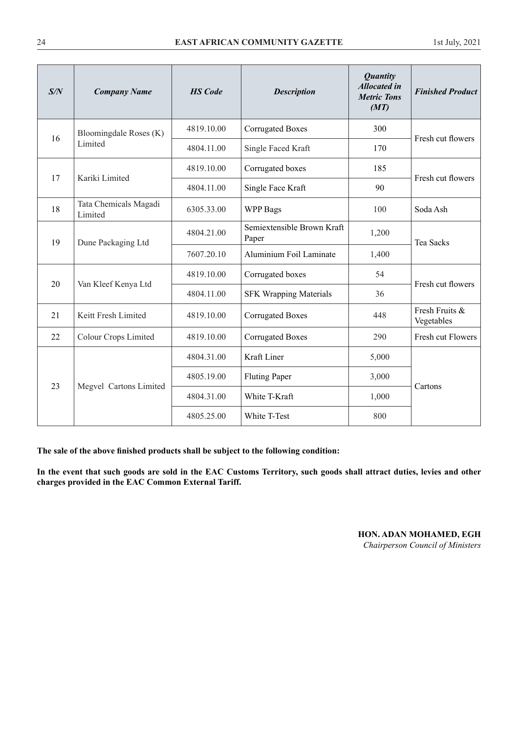| *S/N* | *Company Name* | *HS Code* | *Description* | *Quantity Allocated in Metric Tons (MT)* | *Finished Product* |
|---|---|---|---|---|---|
| 16 | Bloomingdale Roses (K) Limited | 4819.10.00 | Corrugated Boxes | 300 | Fresh cut flowers |
| | | 4804.11.00 | Single Faced Kraft | 170 | |
| 17 | Kariki Limited | 4819.10.00 | Corrugated boxes | 185 | Fresh cut flowers |
| | | 4804.11.00 | Single Face Kraft | 90 | |
| 18 | Tata Chemicals Magadi Limited | 6305.33.00 | WPP Bags | 100 | Soda Ash |
| 19 | Dune Packaging Ltd | 4804.21.00 | Semiextensible Brown Kraft Paper | 1,200 | Tea Sacks |
| | | 7607.20.10 | Aluminium Foil Laminate | 1,400 | |
| 20 | Van Kleef Kenya Ltd | 4819.10.00 | Corrugated boxes | 54 | Fresh cut flowers |
| | | 4804.11.00 | SFK Wrapping Materials | 36 | |
| 21 | Keitt Fresh Limited | 4819.10.00 | Corrugated Boxes | 448 | Fresh Fruits & Vegetables |
| 22 | Colour Crops Limited | 4819.10.00 | Corrugated Boxes | 290 | Fresh cut Flowers |
| 23 | Megvel Cartons Limited | 4804.31.00 | Kraft Liner | 5,000 | Cartons |
| | | 4805.19.00 | Fluting Paper | 3,000 | |
| | | 4804.31.00 | White T-Kraft | 1,000 | |
| | | 4805.25.00 | White T-Test | 800 | |

**The sale of the above finished products shall be subject to the following condition:**

**In the event that such goods are sold in the EAC Customs Territory, such goods shall attract duties, levies and other charges provided in the EAC Common External Tariff.**

**HON. ADAN MOHAMED, EGH**
*Chairperson Council of Ministers*